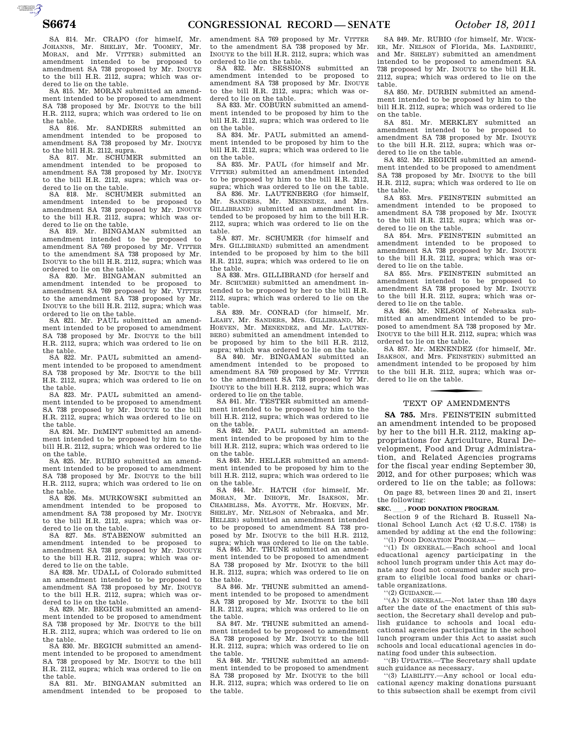SA 814. Mr. CRAPO (for himself, Mr. JOHANNS, Mr. SHELBY, Mr. TOOMEY, Mr. MORAN, and Mr. VITTER) submitted an amendment intended to be proposed to amendment SA 738 proposed by Mr. INOUYE to the bill H.R. 2112, supra; which was ordered to lie on the table.

SA 815. Mr. MORAN submitted an amendment intended to be proposed to amendment SA 738 proposed by Mr. INOUYE to the bill H.R. 2112, supra; which was ordered to lie on the table.

SA 816. Mr. SANDERS submitted an amendment intended to be proposed to amendment SA 738 proposed by Mr. INOUYE to the bill H.R. 2112, supra.

SA 817. Mr. SCHUMER submitted an amendment intended to be proposed to amendment SA 738 proposed by Mr. INOUYE to the bill H.R. 2112, supra; which was ordered to lie on the table.

SA 818. Mr. SCHUMER submitted an amendment intended to be proposed to amendment SA 738 proposed by Mr. INOUYE to the bill H.R. 2112, supra; which was ordered to lie on the table.

SA 819. Mr. BINGAMAN submitted an amendment intended to be proposed to amendment SA 769 proposed by Mr. VITTER to the amendment SA 738 proposed by Mr. INOUYE to the bill H.R. 2112, supra; which was ordered to lie on the table.

SA 820. Mr. BINGAMAN submitted an amendment intended to be proposed to amendment SA 769 proposed by Mr. VITTER to the amendment SA 738 proposed by Mr. INOUYE to the bill H.R. 2112, supra; which was ordered to lie on the table.

SA 821. Mr. PAUL submitted an amendment intended to be proposed to amendment SA 738 proposed by Mr. INOUYE to the bill H.R. 2112, supra; which was ordered to lie on the table.

SA 822. Mr. PAUL submitted an amendment intended to be proposed to amendment SA 738 proposed by Mr. INOUYE to the bill H.R. 2112, supra; which was ordered to lie on the table.

SA 823. Mr. PAUL submitted an amendment intended to be proposed to amendment SA 738 proposed by Mr. INOUYE to the bill H.R. 2112, supra; which was ordered to lie on the table.

SA 824. Mr. DEMINT submitted an amendment intended to be proposed by him to the bill H.R. 2112, supra; which was ordered to lie on the table.

SA 825. Mr. RUBIO submitted an amendment intended to be proposed to amendment SA 738 proposed by Mr. INOUYE to the bill H.R. 2112, supra; which was ordered to lie on the table.

SA 826. Ms. MURKOWSKI submitted an amendment intended to be proposed to amendment SA 738 proposed by Mr. INOUYE to the bill H.R. 2112, supra; which was ordered to lie on the table.

SA 827. Ms. STABENOW submitted an amendment intended to be proposed to amendment SA 738 proposed by Mr. INOUYE to the bill H.R. 2112, supra; which was ordered to lie on the table.

SA 828. Mr. UDALL of Colorado submitted an amendment intended to be proposed to amendment SA 738 proposed by Mr. INOUYE to the bill H.R. 2112, supra; which was ordered to lie on the table.

SA 829. Mr. BEGICH submitted an amendment intended to be proposed to amendment SA 738 proposed by Mr. INOUYE to the bill H.R. 2112, supra; which was ordered to lie on the table.

SA 830. Mr. BEGICH submitted an amendment intended to be proposed to amendment SA 738 proposed by Mr. INOUYE to the bill H.R. 2112, supra; which was ordered to lie on the table.

SA 831. Mr. BINGAMAN submitted an amendment intended to be proposed to amendment SA 769 proposed by Mr. VITTER to the amendment SA 738 proposed by Mr. INOUYE to the bill H.R. 2112, supra; which was ordered to lie on the table.

SA 832. Mr. SESSIONS submitted an amendment intended to be proposed to amendment SA 738 proposed by Mr. INOUYE to the bill H.R. 2112, supra; which was ordered to lie on the table.

SA 833. Mr. COBURN submitted an amendment intended to be proposed by him to the bill H.R. 2112, supra; which was ordered to lie on the table.

SA 834. Mr. PAUL submitted an amendment intended to be proposed by him to the bill H.R. 2112, supra; which was ordered to lie on the table.

SA 835. Mr. PAUL (for himself and Mr. VITTER) submitted an amendment intended to be proposed by him to the bill H.R. 2112, supra; which was ordered to lie on the table.

SA 836. Mr. LAUTENBERG (for himself, Mr. SANDERS, Mr. MENENDEZ, and Mrs. GILLIBRAND) submitted an amendment intended to be proposed by him to the bill H.R. 2112, supra; which was ordered to lie on the table.

SA 837. Mr. SCHUMER (for himself and Mrs. GILLIBRAND) submitted an amendment intended to be proposed by him to the bill H.R. 2112, supra; which was ordered to lie on the table.

SA 838. Mrs. GILLIBRAND (for herself and Mr. SCHUMER) submitted an amendment intended to be proposed by her to the bill H.R. 2112, supra; which was ordered to lie on the table.

SA 839. Mr. CONRAD (for himself, Mr. LEAHY, Mr. SANDERS, Mrs. GILLIBRAND, Mr. HOEVEN, Mr. MENENDEZ, and Mr. LAUTENBERG) submitted an amendment intended to be proposed by him to the bill H.R. 2112, supra; which was ordered to lie on the table.

SA 840. Mr. BINGAMAN submitted an amendment intended to be proposed to amendment SA 769 proposed by Mr. VITTER to the amendment SA 738 proposed by Mr. INOUYE to the bill H.R. 2112, supra; which was ordered to lie on the table.

SA 841. Mr. TESTER submitted an amendment intended to be proposed by him to the bill H.R. 2112, supra; which was ordered to lie on the table.

SA 842. Mr. PAUL submitted an amendment intended to be proposed by him to the bill H.R. 2112, supra; which was ordered to lie on the table.

SA 843. Mr. HELLER submitted an amendment intended to be proposed by him to the bill H.R. 2112, supra; which was ordered to lie on the table.

SA 844. Mr. HATCH (for himself, Mr. MORAN, Mr. INHOFE, Mr. ISAKSON, Mr. CHAMBLISS, Ms. AYOTTE, Mr. HOEVEN, Mr. SHELBY, Mr. NELSON of Nebraska, and Mr. HELLER) submitted an amendment intended to be proposed to amendment SA 738 proposed by Mr. INOUYE to the bill H.R. 2112, supra; which was ordered to lie on the table.

SA 845. Mr. THUNE submitted an amendment intended to be proposed to amendment SA 738 proposed by Mr. INOUYE to the bill H.R. 2112, supra; which was ordered to lie on the table.

SA 846. Mr. THUNE submitted an amendment intended to be proposed to amendment SA 738 proposed by Mr. INOUYE to the bill H.R. 2112, supra; which was ordered to lie on the table.

SA 847. Mr. THUNE submitted an amendment intended to be proposed to amendment SA 738 proposed by Mr. INOUYE to the bill H.R. 2112, supra; which was ordered to lie on the table.

SA 848. Mr. THUNE submitted an amendment intended to be proposed to amendment SA 738 proposed by Mr. INOUYE to the bill H.R. 2112, supra; which was ordered to lie on the table.

SA 849. Mr. RUBIO (for himself, Mr. WICKER, Mr. NELSON of Florida, Ms. LANDRIEU, and Mr. SHELBY) submitted an amendment intended to be proposed to amendment SA 738 proposed by Mr. INOUYE to the bill H.R. 2112, supra; which was ordered to lie on the table.

SA 850. Mr. DURBIN submitted an amendment intended to be proposed by him to the bill H.R. 2112, supra; which was ordered to lie on the table.

SA 851. Mr. MERKLEY submitted an amendment intended to be proposed to amendment SA 738 proposed by Mr. INOUYE to the bill H.R. 2112, supra; which was ordered to lie on the table.

SA 852. Mr. BEGICH submitted an amendment intended to be proposed to amendment SA 738 proposed by Mr. INOUYE to the bill H.R. 2112, supra; which was ordered to lie on the table.

SA 853. Mrs. FEINSTEIN submitted an amendment intended to be proposed to amendment SA 738 proposed by Mr. INOUYE to the bill H.R. 2112, supra; which was ordered to lie on the table.

SA 854. Mrs. FEINSTEIN submitted an amendment intended to be proposed to amendment SA 738 proposed by Mr. INOUYE to the bill H.R. 2112, supra; which was ordered to lie on the table.

SA 855. Mrs. FEINSTEIN submitted an amendment intended to be proposed to amendment SA 738 proposed by Mr. INOUYE to the bill H.R. 2112, supra; which was ordered to lie on the table.

SA 856. Mr. NELSON of Nebraska submitted an amendment intended to be proposed to amendment SA 738 proposed by Mr. INOUYE to the bill H.R. 2112, supra; which was ordered to lie on the table.

SA 857. Mr. MENENDEZ (for himself, Mr. ISAKSON, and Mrs. FEINSTEIN) submitted an amendment intended to be proposed by him to the bill H.R. 2112, supra; which was ordered to lie on the table.

## TEXT OF AMENDMENTS

**SA 785.** Mrs. FEINSTEIN submitted an amendment intended to be proposed by her to the bill H.R. 2112, making appropriations for Agriculture, Rural Development, Food and Drug Administration, and Related Agencies programs for the fiscal year ending September 30, 2012, and for other purposes; which was ordered to lie on the table; as follows:

On page 83, between lines 20 and 21, insert the following:

**SEC. \_\_\_. FOOD DONATION PROGRAM.**

Section 9 of the Richard B. Russell National School Lunch Act (42 U.S.C. 1758) is amended by adding at the end the following:

"(l) FOOD DONATION PROGRAM.—

"(1) IN GENERAL.—Each school and local educational agency participating in the school lunch program under this Act may donate any food not consumed under such program to eligible local food banks or charitable organizations.

"(2) GUIDANCE.—

"(A) IN GENERAL.—Not later than 180 days after the date of the enactment of this subsection, the Secretary shall develop and publish guidance to schools and local educational agencies participating in the school lunch program under this Act to assist such schools and local educational agencies in donating food under this subsection.

"(B) UPDATES.—The Secretary shall update such guidance as necessary.

"(3) LIABILITY.—Any school or local educational agency making donations pursuant to this subsection shall be exempt from civil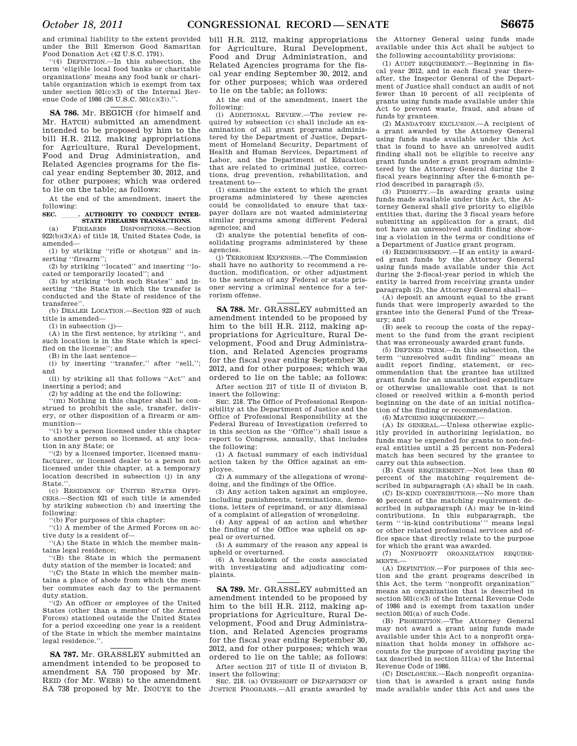and criminal liability to the extent provided under the Bill Emerson Good Samaritan Food Donation Act (42 U.S.C. 1791).

''(4) DEFINITION.—In this subsection, the term 'eligible local food banks or charitable organizations' means any food bank or charitable organization which is exempt from tax under section 501(c)(3) of the Internal Revenue Code of 1986 (26 U.S.C. 501(c)(3)).''.

**SA 786.** Mr. BEGICH (for himself and Mr. HATCH) submitted an amendment intended to be proposed by him to the bill H.R. 2112, making appropriations for Agriculture, Rural Development, Food and Drug Administration, and Related Agencies programs for the fiscal year ending September 30, 2012, and for other purposes; which was ordered to lie on the table; as follows:

At the end of the amendment, insert the following:

**SEC. \_\_\_\_\_. AUTHORITY TO CONDUCT INTERSTATE FIREARMS TRANSACTIONS.**

(a) FIREARMS DISPOSITIONS.—Section 922(b)(3)(A) of title 18, United States Code, is amended—

(1) by striking ''rifle or shotgun'' and inserting ''firearm'';

(2) by striking ''located'' and inserting ''located or temporarily located''; and

(3) by striking ''both such States'' and inserting ''the State in which the transfer is conducted and the State of residence of the transferee''.

(b) DEALER LOCATION.—Section 923 of such title is amended—

(1) in subsection (j)—

(A) in the first sentence, by striking '', and such location is in the State which is specified on the license''; and

(B) in the last sentence—

(i) by inserting ''transfer,'' after ''sell,''; and

(ii) by striking all that follows ''Act'' and inserting a period; and

(2) by adding at the end the following:

''(m) Nothing in this chapter shall be construed to prohibit the sale, transfer, delivery, or other disposition of a firearm or ammunition—

''(1) by a person licensed under this chapter to another person so licensed, at any location in any State; or

''(2) by a licensed importer, licensed manufacturer, or licensed dealer to a person not licensed under this chapter, at a temporary location described in subsection (j) in any State.''.

(c) RESIDENCE OF UNITED STATES OFFICERS.—Section 921 of such title is amended by striking subsection (b) and inserting the following:

''(b) For purposes of this chapter:

''(1) A member of the Armed Forces on active duty is a resident of—

''(A) the State in which the member maintains legal residence;

''(B) the State in which the permanent duty station of the member is located; and

''(C) the State in which the member maintains a place of abode from which the member commutes each day to the permanent duty station.

''(2) An officer or employee of the United States (other than a member of the Armed Forces) stationed outside the United States for a period exceeding one year is a resident of the State in which the member maintains legal residence.''.

**SA 787.** Mr. GRASSLEY submitted an amendment intended to be proposed to amendment SA 750 proposed by Mr. REID (for Mr. WEBB) to the amendment SA 738 proposed by Mr. INOUYE to the bill H.R. 2112, making appropriations for Agriculture, Rural Development, Food and Drug Administration, and Related Agencies programs for the fiscal year ending September 30, 2012, and for other purposes; which was ordered to lie on the table; as follows:

At the end of the amendment, insert the following:

(i) ADDITIONAL REVIEW.—The review required by subsection (c) shall include an examination of all grant programs administered by the Department of Justice, Department of Homeland Security, Department of Health and Human Services, Department of Labor, and the Department of Education that are related to criminal justice, corrections, drug prevention, rehabilitation, and treatment to—

(1) examine the extent to which the grant programs administered by these agencies could be consolidated to ensure that taxpayer dollars are not wasted administering similar programs among different Federal agencies; and

(2) analyze the potential benefits of consolidating programs administered by these agencies.

(j) TERRORISM EXPENSES.—The Commission shall have no authority to recommend a reduction, modification, or other adjustment to the sentence of any Federal or state prisoner serving a criminal sentence for a terrorism offense.

**SA 788.** Mr. GRASSLEY submitted an amendment intended to be proposed by him to the bill H.R. 2112, making appropriations for Agriculture, Rural Development, Food and Drug Administration, and Related Agencies programs for the fiscal year ending September 30, 2012, and for other purposes; which was ordered to lie on the table; as follows:

After section 217 of title II of division B, insert the following:

SEC. 218. The Office of Professional Responsibility at the Department of Justice and the Office of Professional Responsibility at the Federal Bureau of Investigation (referred to in this section as the ''Office'') shall issue a report to Congress, annually, that includes the following:

(1) A factual summary of each individual action taken by the Office against an employee.

(2) A summary of the allegations of wrongdoing, and the findings of the Office.

(3) Any action taken against an employee, including punishments, terminations, demotions, letters of reprimand, or any dismissal of a complaint of allegation of wrongdoing.

(4) Any appeal of an action and whether the finding of the Office was upheld on appeal or overturned.

(5) A summary of the reason any appeal is upheld or overturned.

(6) A breakdown of the costs associated with investigating and adjudicating complaints.

**SA 789.** Mr. GRASSLEY submitted an amendment intended to be proposed by him to the bill H.R. 2112, making appropriations for Agriculture, Rural Development, Food and Drug Administration, and Related Agencies programs for the fiscal year ending September 30, 2012, and for other purposes; which was ordered to lie on the table; as follows:

After section 217 of title II of division B, insert the following:

SEC. 218. (a) OVERSIGHT OF DEPARTMENT OF JUSTICE PROGRAMS.—All grants awarded by the Attorney General using funds made available under this Act shall be subject to the following accountability provisions:

(1) AUDIT REQUIREMENT.—Beginning in fiscal year 2012, and in each fiscal year thereafter, the Inspector General of the Department of Justice shall conduct an audit of not fewer than 10 percent of all recipients of grants using funds made available under this Act to prevent waste, fraud, and abuse of funds by grantees.

(2) MANDATORY EXCLUSION.—A recipient of a grant awarded by the Attorney General using funds made available under this Act that is found to have an unresolved audit finding shall not be eligible to receive any grant funds under a grant program administered by the Attorney General during the 2 fiscal years beginning after the 6-month period described in paragraph (5).

(3) PRIORITY.—In awarding grants using funds made available under this Act, the Attorney General shall give priority to eligible entities that, during the 3 fiscal years before submitting an application for a grant, did not have an unresolved audit finding showing a violation in the terms or conditions of a Department of Justice grant program.

(4) REIMBURSEMENT.—If an entity is awarded grant funds by the Attorney General using funds made available under this Act during the 2-fiscal-year period in which the entity is barred from receiving grants under paragraph (2), the Attorney General shall—

(A) deposit an amount equal to the grant funds that were improperly awarded to the grantee into the General Fund of the Treasury; and

(B) seek to recoup the costs of the repayment to the fund from the grant recipient that was erroneously awarded grant funds.

(5) DEFINED TERM.—In this subsection, the term ''unresolved audit finding'' means an audit report finding, statement, or recommendation that the grantee has utilized grant funds for an unauthorized expenditure or otherwise unallowable cost that is not closed or resolved within a 6-month period beginning on the date of an initial notification of the finding or recommendation.

(6) MATCHING REQUIREMENT.—

(A) IN GENERAL.—Unless otherwise explicitly provided in authorizing legislation, no funds may be expended for grants to non-federal entities until a 25 percent non-Federal match has been secured by the grantee to carry out this subsection.

(B) CASH REQUIREMENT.—Not less than 60 percent of the matching requirement described in subparagraph (A) shall be in cash.

(C) IN-KIND CONTRIBUTIONS.—No more than 40 percent of the matching requirement described in subparagraph (A) may be in-kind contributions. In this subparagraph, the term '' 'in-kind contributions' '' means legal or other related professional services and office space that directly relate to the purpose for which the grant was awarded.

(7) NONPROFIT ORGANIZATION REQUIREMENTS.—

(A) DEFINITION.—For purposes of this section and the grant programs described in this Act, the term ''nonprofit organization'' means an organization that is described in section 501(c)(3) of the Internal Revenue Code of 1986 and is exempt from taxation under section 501(a) of such Code.

(B) PROHIBITION.—The Attorney General may not award a grant using funds made available under this Act to a nonprofit organization that holds money in offshore accounts for the purpose of avoiding paying the tax described in section 511(a) of the Internal Revenue Code of 1986.

(C) DISCLOSURE.—Each nonprofit organization that is awarded a grant using funds made available under this Act and uses the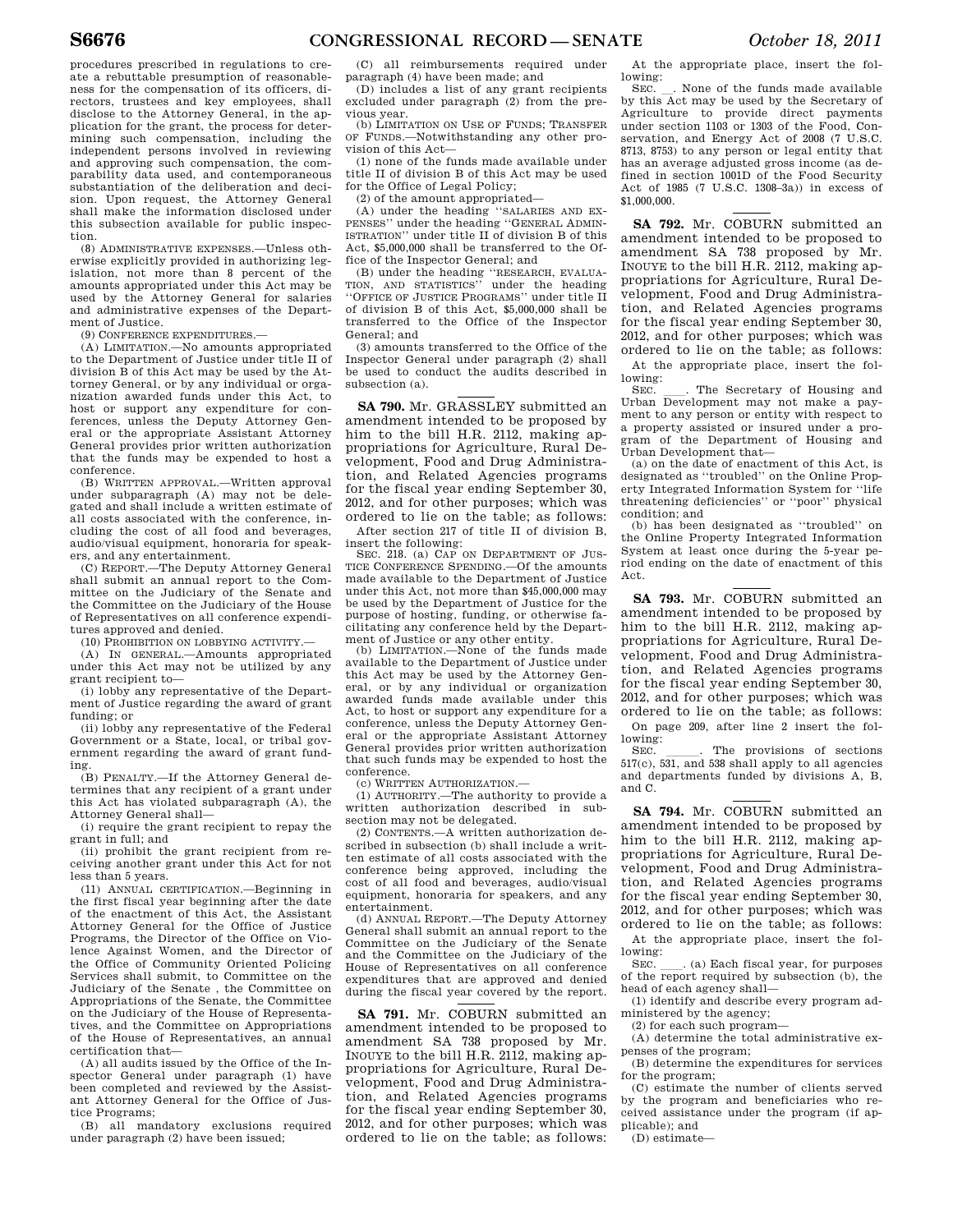procedures prescribed in regulations to create a rebuttable presumption of reasonableness for the compensation of its officers, directors, trustees and key employees, shall disclose to the Attorney General, in the application for the grant, the process for determining such compensation, including the independent persons involved in reviewing and approving such compensation, the comparability data used, and contemporaneous substantiation of the deliberation and decision. Upon request, the Attorney General shall make the information disclosed under this subsection available for public inspection.

(8) ADMINISTRATIVE EXPENSES.—Unless otherwise explicitly provided in authorizing legislation, not more than 8 percent of the amounts appropriated under this Act may be used by the Attorney General for salaries and administrative expenses of the Department of Justice.

(9) CONFERENCE EXPENDITURES.—

(A) LIMITATION.—No amounts appropriated to the Department of Justice under title II of division B of this Act may be used by the Attorney General, or by any individual or organization awarded funds under this Act, to host or support any expenditure for conferences, unless the Deputy Attorney General or the appropriate Assistant Attorney General provides prior written authorization that the funds may be expended to host a conference.

(B) WRITTEN APPROVAL.—Written approval under subparagraph (A) may not be delegated and shall include a written estimate of all costs associated with the conference, including the cost of all food and beverages, audio/visual equipment, honoraria for speakers, and any entertainment.

(C) REPORT.—The Deputy Attorney General shall submit an annual report to the Committee on the Judiciary of the Senate and the Committee on the Judiciary of the House of Representatives on all conference expenditures approved and denied.

(10) PROHIBITION ON LOBBYING ACTIVITY.—

(A) IN GENERAL.—Amounts appropriated under this Act may not be utilized by any grant recipient to—

(i) lobby any representative of the Department of Justice regarding the award of grant funding; or

(ii) lobby any representative of the Federal Government or a State, local, or tribal government regarding the award of grant funding.

(B) PENALTY.—If the Attorney General determines that any recipient of a grant under this Act has violated subparagraph (A), the Attorney General shall—

(i) require the grant recipient to repay the grant in full; and

(ii) prohibit the grant recipient from receiving another grant under this Act for not less than 5 years.

(11) ANNUAL CERTIFICATION.—Beginning in the first fiscal year beginning after the date of the enactment of this Act, the Assistant Attorney General for the Office of Justice Programs, the Director of the Office on Violence Against Women, and the Director of the Office of Community Oriented Policing Services shall submit, to Committee on the Judiciary of the Senate , the Committee on Appropriations of the Senate, the Committee on the Judiciary of the House of Representatives, and the Committee on Appropriations of the House of Representatives, an annual certification that—

(A) all audits issued by the Office of the Inspector General under paragraph (1) have been completed and reviewed by the Assistant Attorney General for the Office of Justice Programs;

(B) all mandatory exclusions required under paragraph (2) have been issued;

(C) all reimbursements required under paragraph (4) have been made; and

(D) includes a list of any grant recipients excluded under paragraph (2) from the previous year.

(b) LIMITATION ON USE OF FUNDS; TRANSFER OF FUNDS.—Notwithstanding any other provision of this Act—

(1) none of the funds made available under title II of division B of this Act may be used for the Office of Legal Policy;

(2) of the amount appropriated—

(A) under the heading ''SALARIES AND EXPENSES'' under the heading ''GENERAL ADMINISTRATION'' under title II of division B of this Act, $5,000,000 shall be transferred to the Office of the Inspector General; and

(B) under the heading ''RESEARCH, EVALUATION, AND STATISTICS'' under the heading ''OFFICE OF JUSTICE PROGRAMS'' under title II of division B of this Act, $5,000,000 shall be transferred to the Office of the Inspector General; and

(3) amounts transferred to the Office of the Inspector General under paragraph (2) shall be used to conduct the audits described in subsection (a).

---

**SA 790.** Mr. GRASSLEY submitted an amendment intended to be proposed by him to the bill H.R. 2112, making appropriations for Agriculture, Rural Development, Food and Drug Administration, and Related Agencies programs for the fiscal year ending September 30, 2012, and for other purposes; which was ordered to lie on the table; as follows:

After section 217 of title II of division B, insert the following:

SEC. 218. (a) CAP ON DEPARTMENT OF JUSTICE CONFERENCE SPENDING.—Of the amounts made available to the Department of Justice under this Act, not more than $45,000,000 may be used by the Department of Justice for the purpose of hosting, funding, or otherwise facilitating any conference held by the Department of Justice or any other entity.

(b) LIMITATION.—None of the funds made available to the Department of Justice under this Act may be used by the Attorney General, or by any individual or organization awarded funds made available under this Act, to host or support any expenditure for a conference, unless the Deputy Attorney General or the appropriate Assistant Attorney General provides prior written authorization that such funds may be expended to host the conference.

(c) WRITTEN AUTHORIZATION.—

(1) AUTHORITY.—The authority to provide a written authorization described in subsection (b) may not be delegated.

(2) CONTENTS.—A written authorization described in subsection (b) shall include a written estimate of all costs associated with the conference being approved, including the cost of all food and beverages, audio/visual equipment, honoraria for speakers, and any entertainment.

(d) ANNUAL REPORT.—The Deputy Attorney General shall submit an annual report to the Committee on the Judiciary of the Senate and the Committee on the Judiciary of the House of Representatives on all conference expenditures that are approved and denied during the fiscal year covered by the report.

---

**SA 791.** Mr. COBURN submitted an amendment intended to be proposed to amendment SA 738 proposed by Mr. INOUYE to the bill H.R. 2112, making appropriations for Agriculture, Rural Development, Food and Drug Administration, and Related Agencies programs for the fiscal year ending September 30, 2012, and for other purposes; which was ordered to lie on the table; as follows:

At the appropriate place, insert the following:

SEC. __. None of the funds made available by this Act may be used by the Secretary of Agriculture to provide direct payments under section 1103 or 1303 of the Food, Conservation, and Energy Act of 2008 (7 U.S.C. 8713, 8753) to any person or legal entity that has an average adjusted gross income (as defined in section 1001D of the Food Security Act of 1985 (7 U.S.C. 1308–3a)) in excess of $1,000,000.

---

**SA 792.** Mr. COBURN submitted an amendment intended to be proposed to amendment SA 738 proposed by Mr. INOUYE to the bill H.R. 2112, making appropriations for Agriculture, Rural Development, Food and Drug Administration, and Related Agencies programs for the fiscal year ending September 30, 2012, and for other purposes; which was ordered to lie on the table; as follows:

At the appropriate place, insert the following:

SEC. ____. The Secretary of Housing and Urban Development may not make a payment to any person or entity with respect to a property assisted or insured under a program of the Department of Housing and Urban Development that—

(a) on the date of enactment of this Act, is designated as ''troubled'' on the Online Property Integrated Information System for ''life threatening deficiencies'' or ''poor'' physical condition; and

(b) has been designated as ''troubled'' on the Online Property Integrated Information System at least once during the 5-year period ending on the date of enactment of this Act.

---

**SA 793.** Mr. COBURN submitted an amendment intended to be proposed by him to the bill H.R. 2112, making appropriations for Agriculture, Rural Development, Food and Drug Administration, and Related Agencies programs for the fiscal year ending September 30, 2012, and for other purposes; which was ordered to lie on the table; as follows:

On page 209, after line 2 insert the following:

SEC. _____. The provisions of sections 517(c), 531, and 538 shall apply to all agencies and departments funded by divisions A, B, and C.

---

**SA 794.** Mr. COBURN submitted an amendment intended to be proposed by him to the bill H.R. 2112, making appropriations for Agriculture, Rural Development, Food and Drug Administration, and Related Agencies programs for the fiscal year ending September 30, 2012, and for other purposes; which was ordered to lie on the table; as follows:

At the appropriate place, insert the following:

SEC. ____. (a) Each fiscal year, for purposes of the report required by subsection (b), the head of each agency shall—

(1) identify and describe every program administered by the agency;

(2) for each such program—

(A) determine the total administrative expenses of the program;

(B) determine the expenditures for services for the program;

(C) estimate the number of clients served by the program and beneficiaries who received assistance under the program (if applicable); and

(D) estimate—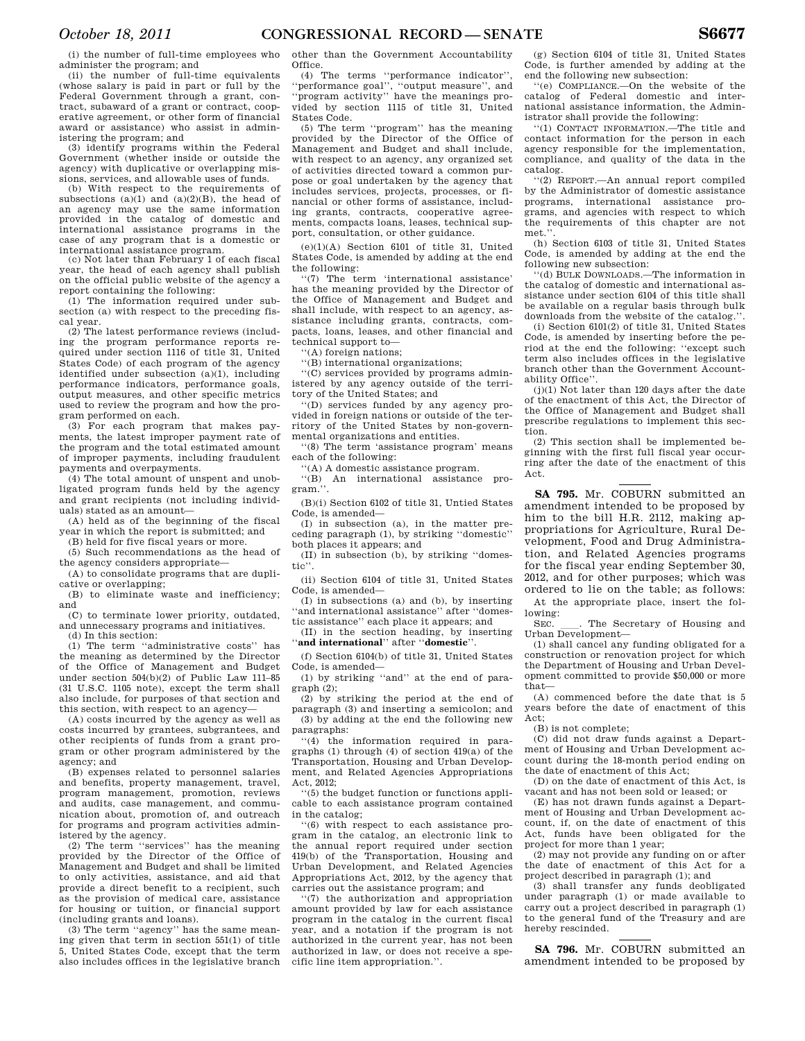(i) the number of full-time employees who administer the program; and

(ii) the number of full-time equivalents (whose salary is paid in part or full by the Federal Government through a grant, contract, subaward of a grant or contract, cooperative agreement, or other form of financial award or assistance) who assist in administering the program; and

(3) identify programs within the Federal Government (whether inside or outside the agency) with duplicative or overlapping missions, services, and allowable uses of funds.

(b) With respect to the requirements of subsections (a)(1) and (a)(2)(B), the head of an agency may use the same information provided in the catalog of domestic and international assistance programs in the case of any program that is a domestic or international assistance program.

(c) Not later than February 1 of each fiscal year, the head of each agency shall publish on the official public website of the agency a report containing the following:

(1) The information required under subsection (a) with respect to the preceding fiscal year.

(2) The latest performance reviews (including the program performance reports required under section 1116 of title 31, United States Code) of each program of the agency identified under subsection (a)(1), including performance indicators, performance goals, output measures, and other specific metrics used to review the program and how the program performed on each.

(3) For each program that makes payments, the latest improper payment rate of the program and the total estimated amount of improper payments, including fraudulent payments and overpayments.

(4) The total amount of unspent and unobligated program funds held by the agency and grant recipients (not including individuals) stated as an amount—

(A) held as of the beginning of the fiscal year in which the report is submitted; and

(B) held for five fiscal years or more.

(5) Such recommendations as the head of the agency considers appropriate—

(A) to consolidate programs that are duplicative or overlapping;

(B) to eliminate waste and inefficiency; and

(C) to terminate lower priority, outdated, and unnecessary programs and initiatives.

(d) In this section:

(1) The term ''administrative costs'' has the meaning as determined by the Director of the Office of Management and Budget under section 504(b)(2) of Public Law 111–85 (31 U.S.C. 1105 note), except the term shall also include, for purposes of that section and this section, with respect to an agency—

(A) costs incurred by the agency as well as costs incurred by grantees, subgrantees, and other recipients of funds from a grant program or other program administered by the agency; and

(B) expenses related to personnel salaries and benefits, property management, travel, program management, promotion, reviews and audits, case management, and communication about, promotion of, and outreach for programs and program activities administered by the agency.

(2) The term ''services'' has the meaning provided by the Director of the Office of Management and Budget and shall be limited to only activities, assistance, and aid that provide a direct benefit to a recipient, such as the provision of medical care, assistance for housing or tuition, or financial support (including grants and loans).

(3) The term ''agency'' has the same meaning given that term in section 551(1) of title 5, United States Code, except that the term also includes offices in the legislative branch other than the Government Accountability Office.

(4) The terms ''performance indicator'', ''performance goal'', ''output measure'', and ''program activity'' have the meanings provided by section 1115 of title 31, United States Code.

(5) The term ''program'' has the meaning provided by the Director of the Office of Management and Budget and shall include, with respect to an agency, any organized set of activities directed toward a common purpose or goal undertaken by the agency that includes services, projects, processes, or financial or other forms of assistance, including grants, contracts, cooperative agreements, compacts loans, leases, technical support, consultation, or other guidance.

(e)(1)(A) Section 6101 of title 31, United States Code, is amended by adding at the end the following:

''(7) The term 'international assistance' has the meaning provided by the Director of the Office of Management and Budget and shall include, with respect to an agency, assistance including grants, contracts, compacts, loans, leases, and other financial and technical support to—

''(A) foreign nations;

''(B) international organizations;

''(C) services provided by programs administered by any agency outside of the territory of the United States; and

''(D) services funded by any agency provided in foreign nations or outside of the territory of the United States by non-governmental organizations and entities.

''(8) The term 'assistance program' means each of the following:

''(A) A domestic assistance program.

''(B) An international assistance program.''.

(B)(i) Section 6102 of title 31, Untied States Code, is amended—

(I) in subsection (a), in the matter preceding paragraph (1), by striking ''domestic'' both places it appears; and

(II) in subsection (b), by striking ''domestic''.

(ii) Section 6104 of title 31, United States Code, is amended—

(I) in subsections (a) and (b), by inserting ''and international assistance'' after ''domestic assistance'' each place it appears; and

(II) in the section heading, by inserting ''**and international**'' after ''**domestic**''.

(f) Section 6104(b) of title 31, United States Code, is amended—

(1) by striking ''and'' at the end of paragraph (2);

(2) by striking the period at the end of paragraph (3) and inserting a semicolon; and

(3) by adding at the end the following new paragraphs:

''(4) the information required in paragraphs (1) through (4) of section 419(a) of the Transportation, Housing and Urban Development, and Related Agencies Appropriations Act, 2012;

''(5) the budget function or functions applicable to each assistance program contained in the catalog;

''(6) with respect to each assistance program in the catalog, an electronic link to the annual report required under section 419(b) of the Transportation, Housing and Urban Development, and Related Agencies Appropriations Act, 2012, by the agency that carries out the assistance program; and

''(7) the authorization and appropriation amount provided by law for each assistance program in the catalog in the current fiscal year, and a notation if the program is not authorized in the current year, has not been authorized in law, or does not receive a specific line item appropriation.''.

(g) Section 6104 of title 31, United States Code, is further amended by adding at the end the following new subsection:

''(e) COMPLIANCE.—On the website of the catalog of Federal domestic and international assistance information, the Administrator shall provide the following:

''(1) CONTACT INFORMATION.—The title and contact information for the person in each agency responsible for the implementation, compliance, and quality of the data in the catalog.

''(2) REPORT.—An annual report compiled by the Administrator of domestic assistance programs, international assistance programs, and agencies with respect to which the requirements of this chapter are not met.''.

(h) Section 6103 of title 31, United States Code, is amended by adding at the end the following new subsection:

''(d) BULK DOWNLOADS.—The information in the catalog of domestic and international assistance under section 6104 of this title shall be available on a regular basis through bulk downloads from the website of the catalog.''.

(i) Section 6101(2) of title 31, United States Code, is amended by inserting before the period at the end the following: ''except such term also includes offices in the legislative branch other than the Government Accountability Office''.

(j)(1) Not later than 120 days after the date of the enactment of this Act, the Director of the Office of Management and Budget shall prescribe regulations to implement this section.

(2) This section shall be implemented beginning with the first full fiscal year occurring after the date of the enactment of this Act.

---

**SA 795.** Mr. COBURN submitted an amendment intended to be proposed by him to the bill H.R. 2112, making appropriations for Agriculture, Rural Development, Food and Drug Administration, and Related Agencies programs for the fiscal year ending September 30, 2012, and for other purposes; which was ordered to lie on the table; as follows:

At the appropriate place, insert the following:

SEC. \_\_\_\_. The Secretary of Housing and Urban Development—

(1) shall cancel any funding obligated for a construction or renovation project for which the Department of Housing and Urban Development committed to provide $50,000 or more that—

(A) commenced before the date that is 5 years before the date of enactment of this Act;

(B) is not complete;

(C) did not draw funds against a Department of Housing and Urban Development account during the 18-month period ending on the date of enactment of this Act;

(D) on the date of enactment of this Act, is vacant and has not been sold or leased; or

(E) has not drawn funds against a Department of Housing and Urban Development account, if, on the date of enactment of this Act, funds have been obligated for the project for more than 1 year;

(2) may not provide any funding on or after the date of enactment of this Act for a project described in paragraph (1); and

(3) shall transfer any funds deobligated under paragraph (1) or made available to carry out a project described in paragraph (1) to the general fund of the Treasury and are hereby rescinded.

---

**SA 796.** Mr. COBURN submitted an amendment intended to be proposed by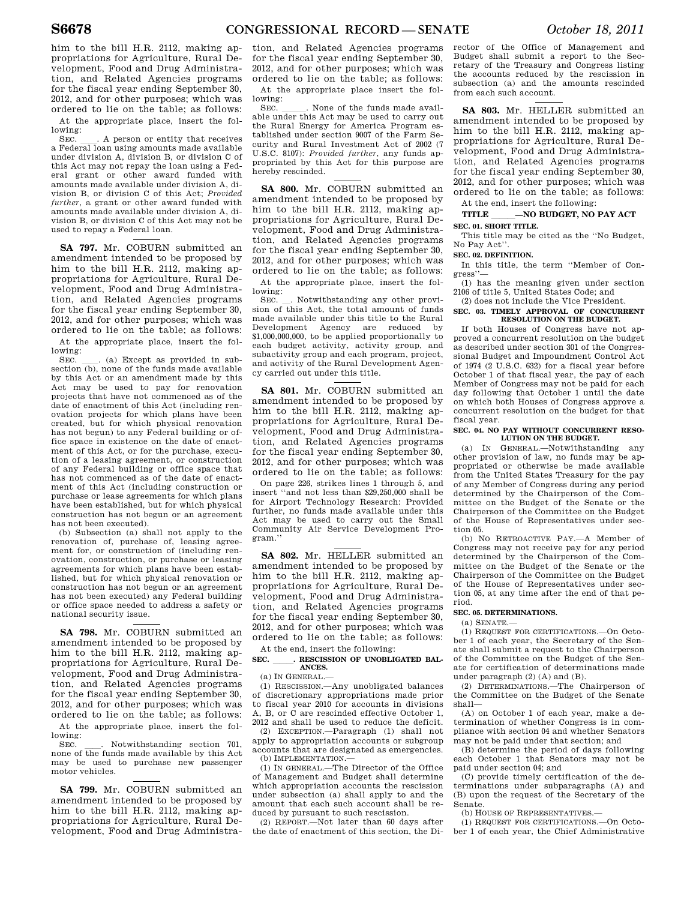him to the bill H.R. 2112, making appropriations for Agriculture, Rural Development, Food and Drug Administration, and Related Agencies programs for the fiscal year ending September 30, 2012, and for other purposes; which was ordered to lie on the table; as follows:

At the appropriate place, insert the following:

SEC. \_\_\_\_. A person or entity that receives a Federal loan using amounts made available under division A, division B, or division C of this Act may not repay the loan using a Federal grant or other award funded with amounts made available under division A, division B, or division C of this Act; *Provided further*, a grant or other award funded with amounts made available under division A, division B, or division C of this Act may not be used to repay a Federal loan.

---

**SA 797.** Mr. COBURN submitted an amendment intended to be proposed by him to the bill H.R. 2112, making appropriations for Agriculture, Rural Development, Food and Drug Administration, and Related Agencies programs for the fiscal year ending September 30, 2012, and for other purposes; which was ordered to lie on the table; as follows:

At the appropriate place, insert the following:

SEC. \_\_\_\_. (a) Except as provided in subsection (b), none of the funds made available by this Act or an amendment made by this Act may be used to pay for renovation projects that have not commenced as of the date of enactment of this Act (including renovation projects for which plans have been created, but for which physical renovation has not begun) to any Federal building or office space in existence on the date of enactment of this Act, or for the purchase, execution of a leasing agreement, or construction of any Federal building or office space that has not commenced as of the date of enactment of this Act (including construction or purchase or lease agreements for which plans have been established, but for which physical construction has not begun or an agreement has not been executed).

(b) Subsection (a) shall not apply to the renovation of, purchase of, leasing agreement for, or construction of (including renovation, construction, or purchase or leasing agreements for which plans have been established, but for which physical renovation or construction has not begun or an agreement has not been executed) any Federal building or office space needed to address a safety or national security issue.

---

**SA 798.** Mr. COBURN submitted an amendment intended to be proposed by him to the bill H.R. 2112, making appropriations for Agriculture, Rural Development, Food and Drug Administration, and Related Agencies programs for the fiscal year ending September 30, 2012, and for other purposes; which was ordered to lie on the table; as follows:

At the appropriate place, insert the following:

SEC. \_\_\_\_. Notwithstanding section 701, none of the funds made available by this Act may be used to purchase new passenger motor vehicles.

---

**SA 799.** Mr. COBURN submitted an amendment intended to be proposed by him to the bill H.R. 2112, making appropriations for Agriculture, Rural Development, Food and Drug Administration, and Related Agencies programs for the fiscal year ending September 30, 2012, and for other purposes; which was ordered to lie on the table; as follows:

At the appropriate place insert the following:

SEC. \_\_\_\_\_. None of the funds available under this Act may be used to carry out the Rural Energy for America Program established under section 9007 of the Farm Security and Rural Investment Act of 2002 (7 U.S.C. 8107): *Provided further*, any funds appropriated by this Act for this purpose are hereby rescinded.

---

**SA 800.** Mr. COBURN submitted an amendment intended to be proposed by him to the bill H.R. 2112, making appropriations for Agriculture, Rural Development, Food and Drug Administration, and Related Agencies programs for the fiscal year ending September 30, 2012, and for other purposes; which was ordered to lie on the table; as follows:

At the appropriate place, insert the following:

SEC. \_\_. Notwithstanding any other provision of this Act, the total amount of funds made available under this title to the Rural Development Agency are reduced by $1,000,000,000, to be applied proportionally to each budget activity, activity group, and subactivity group and each program, project, and activity of the Rural Development Agency carried out under this title.

---

**SA 801.** Mr. COBURN submitted an amendment intended to be proposed by him to the bill H.R. 2112, making appropriations for Agriculture, Rural Development, Food and Drug Administration, and Related Agencies programs for the fiscal year ending September 30, 2012, and for other purposes; which was ordered to lie on the table; as follows:

On page 226, strikes lines 1 through 5, and insert "and not less than $29,250,000 shall be for Airport Technology Research: Provided further, no funds made available under this Act may be used to carry out the Small Community Air Service Development Program."

---

**SA 802.** Mr. HELLER submitted an amendment intended to be proposed by him to the bill H.R. 2112, making appropriations for Agriculture, Rural Development, Food and Drug Administration, and Related Agencies programs for the fiscal year ending September 30, 2012, and for other purposes; which was ordered to lie on the table; as follows:

At the end, insert the following:

**SEC. \_\_\_\_\_. RESCISSION OF UNOBLIGATED BALANCES.**

(a) IN GENERAL.—

(1) RESCISSION.—Any unobligated balances of discretionary appropriations made prior to fiscal year 2010 for accounts in divisions A, B, or C are rescinded effective October 1, 2012 and shall be used to reduce the deficit.

(2) EXCEPTION.—Paragraph (1) shall not apply to appropriation accounts or subgroup accounts that are designated as emergencies.

(b) IMPLEMENTATION.—

(1) IN GENERAL.—The Director of the Office of Management and Budget shall determine which appropriation accounts the rescission under subsection (a) shall apply to and the amount that each such account shall be reduced by pursuant to such rescission.

(2) REPORT.—Not later than 60 days after the date of enactment of this section, the Director of the Office of Management and Budget shall submit a report to the Secretary of the Treasury and Congress listing the accounts reduced by the rescission in subsection (a) and the amounts rescinded from each such account.

---

**SA 803.** Mr. HELLER submitted an amendment intended to be proposed by him to the bill H.R. 2112, making appropriations for Agriculture, Rural Development, Food and Drug Administration, and Related Agencies programs for the fiscal year ending September 30, 2012, and for other purposes; which was ordered to lie on the table; as follows:

At the end, insert the following:

**TITLE \_\_\_\_\_—NO BUDGET, NO PAY ACT**

**SEC. 01. SHORT TITLE.**

This title may be cited as the "No Budget, No Pay Act".

**SEC. 02. DEFINITION.**

In this title, the term "Member of Congress"—

(1) has the meaning given under section 2106 of title 5, United States Code; and

(2) does not include the Vice President.

**SEC. 03. TIMELY APPROVAL OF CONCURRENT RESOLUTION ON THE BUDGET.**

If both Houses of Congress have not approved a concurrent resolution on the budget as described under section 301 of the Congressional Budget and Impoundment Control Act of 1974 (2 U.S.C. 632) for a fiscal year before October 1 of that fiscal year, the pay of each Member of Congress may not be paid for each day following that October 1 until the date on which both Houses of Congress approve a concurrent resolution on the budget for that fiscal year.

**SEC. 04. NO PAY WITHOUT CONCURRENT RESOLUTION ON THE BUDGET.**

(a) IN GENERAL.—Notwithstanding any other provision of law, no funds may be appropriated or otherwise be made available from the United States Treasury for the pay of any Member of Congress during any period determined by the Chairperson of the Committee on the Budget of the Senate or the Chairperson of the Committee on the Budget of the House of Representatives under section 05.

(b) NO RETROACTIVE PAY.—A Member of Congress may not receive pay for any period determined by the Chairperson of the Committee on the Budget of the Senate or the Chairperson of the Committee on the Budget of the House of Representatives under section 05, at any time after the end of that period.

**SEC. 05. DETERMINATIONS.**

(a) SENATE.—

(1) REQUEST FOR CERTIFICATIONS.—On October 1 of each year, the Secretary of the Senate shall submit a request to the Chairperson of the Committee on the Budget of the Senate for certification of determinations made under paragraph (2) (A) and (B).

(2) DETERMINATIONS.—The Chairperson of the Committee on the Budget of the Senate shall—

(A) on October 1 of each year, make a determination of whether Congress is in compliance with section 04 and whether Senators may not be paid under that section; and

(B) determine the period of days following each October 1 that Senators may not be paid under section 04; and

(C) provide timely certification of the determinations under subparagraphs (A) and (B) upon the request of the Secretary of the Senate.

(b) HOUSE OF REPRESENTATIVES.—

(1) REQUEST FOR CERTIFICATIONS.—On October 1 of each year, the Chief Administrative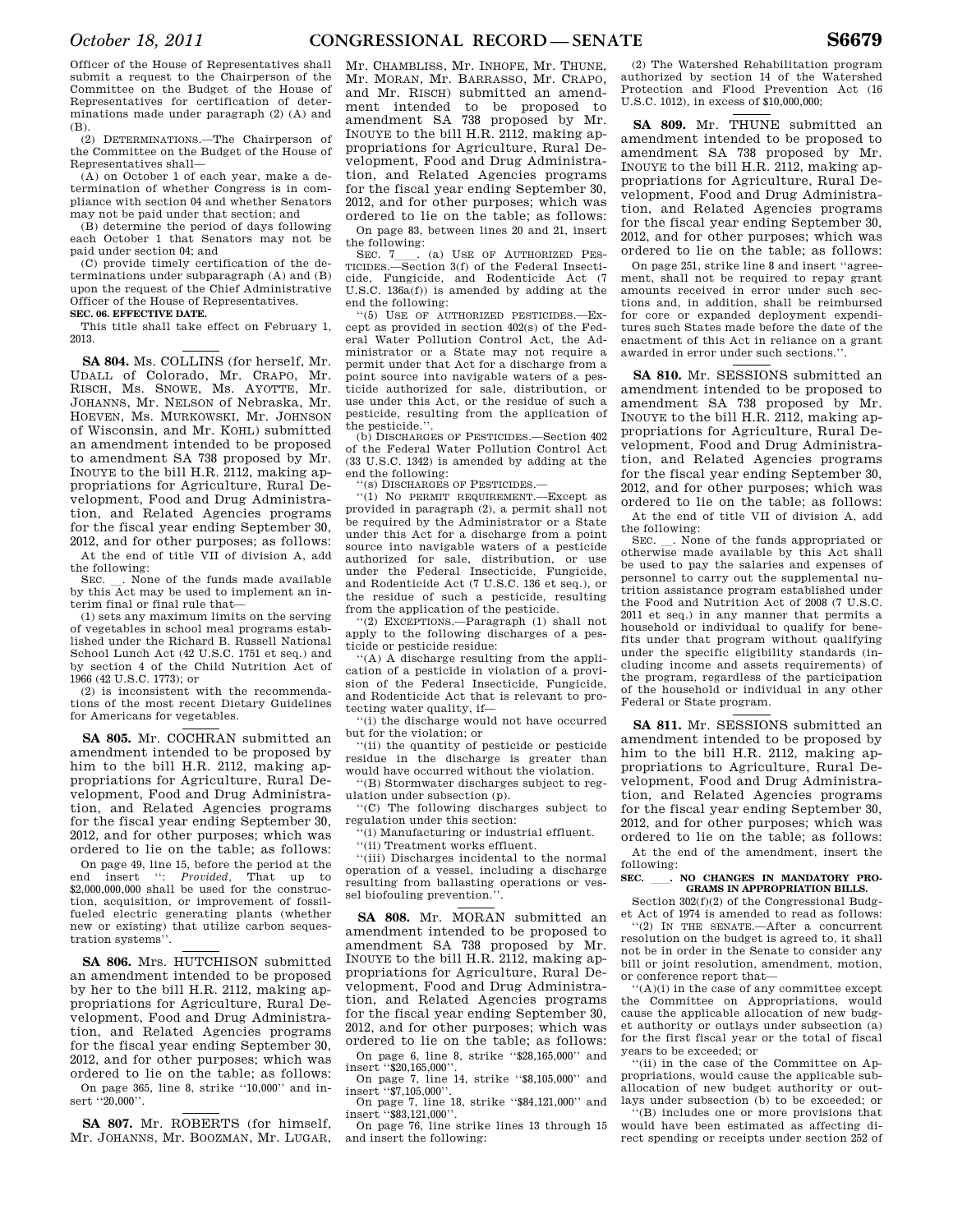Officer of the House of Representatives shall submit a request to the Chairperson of the Committee on the Budget of the House of Representatives for certification of determinations made under paragraph (2) (A) and (B).

(2) DETERMINATIONS.—The Chairperson of the Committee on the Budget of the House of Representatives shall—

(A) on October 1 of each year, make a determination of whether Congress is in compliance with section 04 and whether Senators may not be paid under that section; and

(B) determine the period of days following each October 1 that Senators may not be paid under section 04; and

(C) provide timely certification of the determinations under subparagraph (A) and (B) upon the request of the Chief Administrative Officer of the House of Representatives.

**SEC. 06. EFFECTIVE DATE.**

This title shall take effect on February 1, 2013.

---

**SA 804.** Ms. COLLINS (for herself, Mr. UDALL of Colorado, Mr. CRAPO, Mr. RISCH, Ms. SNOWE, Ms. AYOTTE, Mr. JOHANNS, Mr. NELSON of Nebraska, Mr. HOEVEN, Ms. MURKOWSKI, Mr. JOHNSON of Wisconsin, and Mr. KOHL) submitted an amendment intended to be proposed to amendment SA 738 proposed by Mr. INOUYE to the bill H.R. 2112, making appropriations for Agriculture, Rural Development, Food and Drug Administration, and Related Agencies programs for the fiscal year ending September 30, 2012, and for other purposes; as follows:

At the end of title VII of division A, add the following:

SEC. \_\_. None of the funds made available by this Act may be used to implement an interim final or final rule that—

(1) sets any maximum limits on the serving of vegetables in school meal programs established under the Richard B. Russell National School Lunch Act (42 U.S.C. 1751 et seq.) and by section 4 of the Child Nutrition Act of 1966 (42 U.S.C. 1773); or

(2) is inconsistent with the recommendations of the most recent Dietary Guidelines for Americans for vegetables.

---

**SA 805.** Mr. COCHRAN submitted an amendment intended to be proposed by him to the bill H.R. 2112, making appropriations for Agriculture, Rural Development, Food and Drug Administration, and Related Agencies programs for the fiscal year ending September 30, 2012, and for other purposes; which was ordered to lie on the table; as follows:

On page 49, line 15, before the period at the end insert ": *Provided*, That up to $2,000,000,000 shall be used for the construction, acquisition, or improvement of fossil-fueled electric generating plants (whether new or existing) that utilize carbon sequestration systems".

---

**SA 806.** Mrs. HUTCHISON submitted an amendment intended to be proposed by her to the bill H.R. 2112, making appropriations for Agriculture, Rural Development, Food and Drug Administration, and Related Agencies programs for the fiscal year ending September 30, 2012, and for other purposes; which was ordered to lie on the table; as follows:

On page 365, line 8, strike "10,000" and insert "20,000".

---

**SA 807.** Mr. ROBERTS (for himself, Mr. JOHANNS, Mr. BOOZMAN, Mr. LUGAR, Mr. CHAMBLISS, Mr. INHOFE, Mr. THUNE, Mr. MORAN, Mr. BARRASSO, Mr. CRAPO, and Mr. RISCH) submitted an amendment intended to be proposed to amendment SA 738 proposed by Mr. INOUYE to the bill H.R. 2112, making appropriations for Agriculture, Rural Development, Food and Drug Administration, and Related Agencies programs for the fiscal year ending September 30, 2012, and for other purposes; which was ordered to lie on the table; as follows:

On page 83, between lines 20 and 21, insert the following:

SEC. 7\_\_\_. (a) USE OF AUTHORIZED PESTICIDES.—Section 3(f) of the Federal Insecticide, Fungicide, and Rodenticide Act (7 U.S.C. 136a(f)) is amended by adding at the end the following:

"(5) USE OF AUTHORIZED PESTICIDES.—Except as provided in section 402(s) of the Federal Water Pollution Control Act, the Administrator or a State may not require a permit under that Act for a discharge from a point source into navigable waters of a pesticide authorized for sale, distribution, or use under this Act, or the residue of such a pesticide, resulting from the application of the pesticide.".

(b) DISCHARGES OF PESTICIDES.—Section 402 of the Federal Water Pollution Control Act (33 U.S.C. 1342) is amended by adding at the end the following:

"(s) DISCHARGES OF PESTICIDES.—

"(1) NO PERMIT REQUIREMENT.—Except as provided in paragraph (2), a permit shall not be required by the Administrator or a State under this Act for a discharge from a point source into navigable waters of a pesticide authorized for sale, distribution, or use under the Federal Insecticide, Fungicide, and Rodenticide Act (7 U.S.C. 136 et seq.), or the residue of such a pesticide, resulting from the application of the pesticide.

"(2) EXCEPTIONS.—Paragraph (1) shall not apply to the following discharges of a pesticide or pesticide residue:

"(A) A discharge resulting from the application of a pesticide in violation of a provision of the Federal Insecticide, Fungicide, and Rodenticide Act that is relevant to protecting water quality, if—

"(i) the discharge would not have occurred but for the violation; or

"(ii) the quantity of pesticide or pesticide residue in the discharge is greater than would have occurred without the violation.

"(B) Stormwater discharges subject to regulation under subsection (p).

"(C) The following discharges subject to regulation under this section:

"(i) Manufacturing or industrial effluent.

"(ii) Treatment works effluent.

"(iii) Discharges incidental to the normal operation of a vessel, including a discharge resulting from ballasting operations or vessel biofouling prevention.".

---

**SA 808.** Mr. MORAN submitted an amendment intended to be proposed to amendment SA 738 proposed by Mr. INOUYE to the bill H.R. 2112, making appropriations for Agriculture, Rural Development, Food and Drug Administration, and Related Agencies programs for the fiscal year ending September 30, 2012, and for other purposes; which was ordered to lie on the table; as follows:

On page 6, line 8, strike "$28,165,000" and insert "$20,165,000".

On page 7, line 14, strike "$8,105,000" and insert "$7,105,000".

On page 7, line 18, strike "$84,121,000" and insert "$83,121,000".

On page 76, line strike lines 13 through 15 and insert the following:

(2) The Watershed Rehabilitation program authorized by section 14 of the Watershed Protection and Flood Prevention Act (16 U.S.C. 1012), in excess of $10,000,000;

---

**SA 809.** Mr. THUNE submitted an amendment intended to be proposed to amendment SA 738 proposed by Mr. INOUYE to the bill H.R. 2112, making appropriations for Agriculture, Rural Development, Food and Drug Administration, and Related Agencies programs for the fiscal year ending September 30, 2012, and for other purposes; which was ordered to lie on the table; as follows:

On page 251, strike line 8 and insert "agreement, shall not be required to repay grant amounts received in error under such sections and, in addition, shall be reimbursed for core or expanded deployment expenditures such States made before the date of the enactment of this Act in reliance on a grant awarded in error under such sections.".

---

**SA 810.** Mr. SESSIONS submitted an amendment intended to be proposed to amendment SA 738 proposed by Mr. INOUYE to the bill H.R. 2112, making appropriations for Agriculture, Rural Development, Food and Drug Administration, and Related Agencies programs for the fiscal year ending September 30, 2012, and for other purposes; which was ordered to lie on the table; as follows:

At the end of title VII of division A, add the following:

SEC. \_\_. None of the funds appropriated or otherwise made available by this Act shall be used to pay the salaries and expenses of personnel to carry out the supplemental nutrition assistance program established under the Food and Nutrition Act of 2008 (7 U.S.C. 2011 et seq.) in any manner that permits a household or individual to qualify for benefits under that program without qualifying under the specific eligibility standards (including income and assets requirements) of the program, regardless of the participation of the household or individual in any other Federal or State program.

---

**SA 811.** Mr. SESSIONS submitted an amendment intended to be proposed by him to the bill H.R. 2112, making appropriations to Agriculture, Rural Development, Food and Drug Administration, and Related Agencies programs for the fiscal year ending September 30, 2012, and for other purposes; which was ordered to lie on the table; as follows:

At the end of the amendment, insert the following:

**SEC. \_\_\_. NO CHANGES IN MANDATORY PROGRAMS IN APPROPRIATION BILLS.**

Section 302(f)(2) of the Congressional Budget Act of 1974 is amended to read as follows:

"(2) IN THE SENATE.—After a concurrent resolution on the budget is agreed to, it shall not be in order in the Senate to consider any bill or joint resolution, amendment, motion, or conference report that—

"(A)(i) in the case of any committee except the Committee on Appropriations, would cause the applicable allocation of new budget authority or outlays under subsection (a) for the first fiscal year or the total of fiscal years to be exceeded; or

"(ii) in the case of the Committee on Appropriations, would cause the applicable suballocation of new budget authority or outlays under subsection (b) to be exceeded; or

"(B) includes one or more provisions that would have been estimated as affecting direct spending or receipts under section 252 of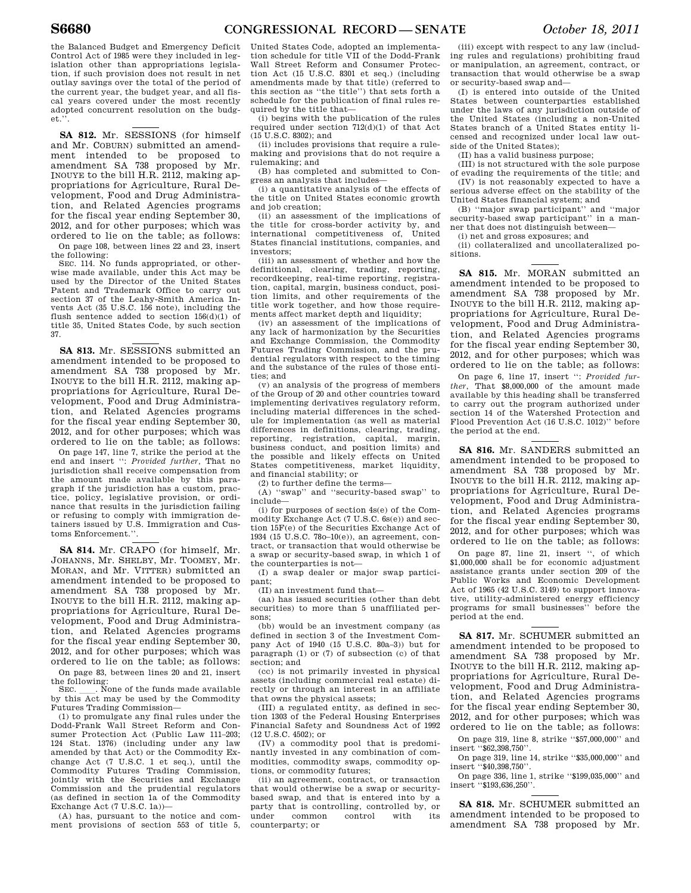the Balanced Budget and Emergency Deficit Control Act of 1985 were they included in legislation other than appropriations legislation, if such provision does not result in net outlay savings over the total of the period of the current year, the budget year, and all fiscal years covered under the most recently adopted concurrent resolution on the budget.''.

**SA 812.** Mr. SESSIONS (for himself and Mr. COBURN) submitted an amendment intended to be proposed to amendment SA 738 proposed by Mr. INOUYE to the bill H.R. 2112, making appropriations for Agriculture, Rural Development, Food and Drug Administration, and Related Agencies programs for the fiscal year ending September 30, 2012, and for other purposes; which was ordered to lie on the table; as follows:

On page 108, between lines 22 and 23, insert the following:

SEC. 114. No funds appropriated, or otherwise made available, under this Act may be used by the Director of the United States Patent and Trademark Office to carry out section 37 of the Leahy-Smith America Invents Act (35 U.S.C. 156 note), including the flush sentence added to section 156(d)(1) of title 35, United States Code, by such section 37.

**SA 813.** Mr. SESSIONS submitted an amendment intended to be proposed to amendment SA 738 proposed by Mr. INOUYE to the bill H.R. 2112, making appropriations for Agriculture, Rural Development, Food and Drug Administration, and Related Agencies programs for the fiscal year ending September 30, 2012, and for other purposes; which was ordered to lie on the table; as follows:

On page 147, line 7, strike the period at the end and insert '': *Provided further*, That no jurisdiction shall receive compensation from the amount made available by this paragraph if the jurisdiction has a custom, practice, policy, legislative provision, or ordinance that results in the jurisdiction failing or refusing to comply with immigration detainers issued by U.S. Immigration and Customs Enforcement.''.

**SA 814.** Mr. CRAPO (for himself, Mr. JOHANNS, Mr. SHELBY, Mr. TOOMEY, Mr. MORAN, and Mr. VITTER) submitted an amendment intended to be proposed to amendment SA 738 proposed by Mr. INOUYE to the bill H.R. 2112, making appropriations for Agriculture, Rural Development, Food and Drug Administration, and Related Agencies programs for the fiscal year ending September 30, 2012, and for other purposes; which was ordered to lie on the table; as follows:

On page 83, between lines 20 and 21, insert the following:

SEC. \_\_\_\_. None of the funds made available by this Act may be used by the Commodity Futures Trading Commission—

(1) to promulgate any final rules under the Dodd-Frank Wall Street Reform and Consumer Protection Act (Public Law 111–203; 124 Stat. 1376) (including under any law amended by that Act) or the Commodity Exchange Act (7 U.S.C. 1 et seq.), until the Commodity Futures Trading Commission, jointly with the Securities and Exchange Commission and the prudential regulators (as defined in section 1a of the Commodity Exchange Act (7 U.S.C. 1a))—

(A) has, pursuant to the notice and comment provisions of section 553 of title 5, United States Code, adopted an implementation schedule for title VII of the Dodd-Frank Wall Street Reform and Consumer Protection Act (15 U.S.C. 8301 et seq.) (including amendments made by that title) (referred to this section as ''the title'') that sets forth a schedule for the publication of final rules required by the title that—

(i) begins with the publication of the rules required under section 712(d)(1) of that Act (15 U.S.C. 8302); and

(ii) includes provisions that require a rulemaking and provisions that do not require a rulemaking; and

(B) has completed and submitted to Congress an analysis that includes—

(i) a quantitative analysis of the effects of the title on United States economic growth and job creation;

(ii) an assessment of the implications of the title for cross-border activity by, and international competitiveness of, United States financial institutions, companies, and investors;

(iii) an assessment of whether and how the definitional, clearing, trading, reporting, recordkeeping, real-time reporting, registration, capital, margin, business conduct, position limits, and other requirements of the title work together, and how those requirements affect market depth and liquidity;

(iv) an assessment of the implications of any lack of harmonization by the Securities and Exchange Commission, the Commodity Futures Trading Commission, and the prudential regulators with respect to the timing and the substance of the rules of those entities; and

(v) an analysis of the progress of members of the Group of 20 and other countries toward implementing derivatives regulatory reform, including material differences in the schedule for implementation (as well as material differences in definitions, clearing, trading, reporting, registration, capital, margin, business conduct, and position limits) and the possible and likely effects on United States competitiveness, market liquidity, and financial stability; or

(2) to further define the terms—

(A) ''swap'' and ''security-based swap'' to include—

(i) for purposes of section 4s(e) of the Commodity Exchange Act (7 U.S.C. 6s(e)) and section 15F(e) of the Securities Exchange Act of 1934 (15 U.S.C. 78o–10(e)), an agreement, contract, or transaction that would otherwise be a swap or security-based swap, in which 1 of the counterparties is not—

(I) a swap dealer or major swap participant;

(II) an investment fund that—

(aa) has issued securities (other than debt securities) to more than 5 unaffiliated persons;

(bb) would be an investment company (as defined in section 3 of the Investment Company Act of 1940 (15 U.S.C. 80a–3)) but for paragraph (1) or (7) of subsection (c) of that section; and

(cc) is not primarily invested in physical assets (including commercial real estate) directly or through an interest in an affiliate that owns the physical assets;

(III) a regulated entity, as defined in section 1303 of the Federal Housing Enterprises Financial Safety and Soundness Act of 1992 (12 U.S.C. 4502); or

(IV) a commodity pool that is predominantly invested in any combination of commodities, commodity swaps, commodity options, or commodity futures;

(ii) an agreement, contract, or transaction that would otherwise be a swap or security-based swap, and that is entered into by a party that is controlling, controlled by, or under common control with its counterparty; or

(iii) except with respect to any law (including rules and regulations) prohibiting fraud or manipulation, an agreement, contract, or transaction that would otherwise be a swap or security-based swap and—

(I) is entered into outside of the United States between counterparties established under the laws of any jurisdiction outside of the United States (including a non-United States branch of a United States entity licensed and recognized under local law outside of the United States);

(II) has a valid business purpose;

(III) is not structured with the sole purpose of evading the requirements of the title; and

(IV) is not reasonably expected to have a serious adverse effect on the stability of the United States financial system; and

(B) ''major swap participant'' and ''major security-based swap participant'' in a manner that does not distinguish between—

(i) net and gross exposures; and

(ii) collateralized and uncollateralized positions.

**SA 815.** Mr. MORAN submitted an amendment intended to be proposed to amendment SA 738 proposed by Mr. INOUYE to the bill H.R. 2112, making appropriations for Agriculture, Rural Development, Food and Drug Administration, and Related Agencies programs for the fiscal year ending September 30, 2012, and for other purposes; which was ordered to lie on the table; as follows:

On page 6, line 17, insert '': *Provided further*, That $8,000,000 of the amount made available by this heading shall be transferred to carry out the program authorized under section 14 of the Watershed Protection and Flood Prevention Act (16 U.S.C. 1012)'' before the period at the end.

**SA 816.** Mr. SANDERS submitted an amendment intended to be proposed to amendment SA 738 proposed by Mr. INOUYE to the bill H.R. 2112, making appropriations for Agriculture, Rural Development, Food and Drug Administration, and Related Agencies programs for the fiscal year ending September 30, 2012, and for other purposes; which was ordered to lie on the table; as follows:

On page 87, line 21, insert '', of which $1,000,000 shall be for economic adjustment assistance grants under section 209 of the Public Works and Economic Development Act of 1965 (42 U.S.C. 3149) to support innovative, utility-administered energy efficiency programs for small businesses'' before the period at the end.

**SA 817.** Mr. SCHUMER submitted an amendment intended to be proposed to amendment SA 738 proposed by Mr. INOUYE to the bill H.R. 2112, making appropriations for Agriculture, Rural Development, Food and Drug Administration, and Related Agencies programs for the fiscal year ending September 30, 2012, and for other purposes; which was ordered to lie on the table; as follows:

On page 319, line 8, strike ''$57,000,000'' and insert ''$62,398,750''.

On page 319, line 14, strike ''$35,000,000'' and insert ''$40,398,750''.

On page 336, line 1, strike ''$199,035,000'' and insert ''$193,636,250''.

**SA 818.** Mr. SCHUMER submitted an amendment intended to be proposed to amendment SA 738 proposed by Mr.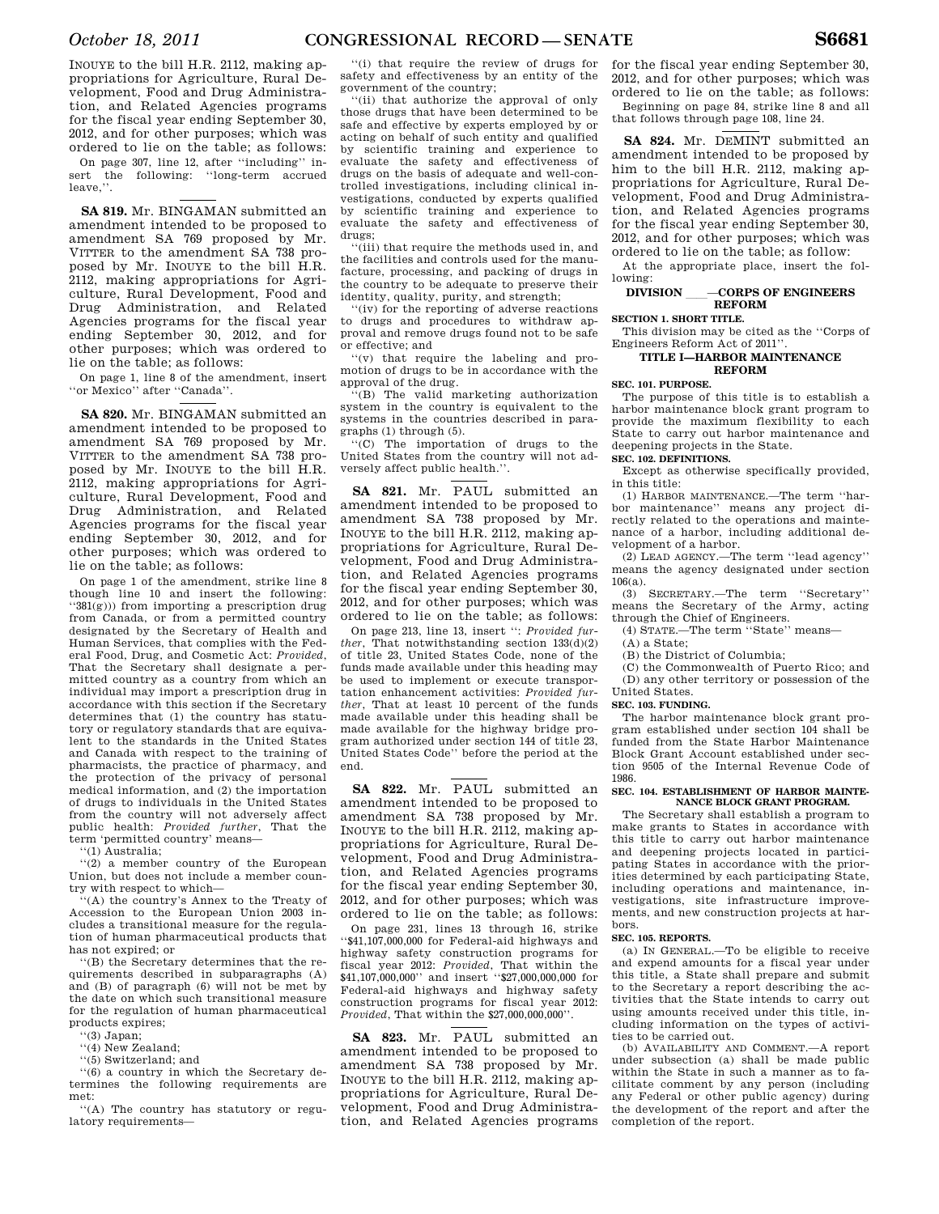INOUYE to the bill H.R. 2112, making appropriations for Agriculture, Rural Development, Food and Drug Administration, and Related Agencies programs for the fiscal year ending September 30, 2012, and for other purposes; which was ordered to lie on the table; as follows:

On page 307, line 12, after "including" insert the following: "long-term accrued leave,".

**SA 819.** Mr. BINGAMAN submitted an amendment intended to be proposed to amendment SA 769 proposed by Mr. VITTER to the amendment SA 738 proposed by Mr. INOUYE to the bill H.R. 2112, making appropriations for Agriculture, Rural Development, Food and Drug Administration, and Related Agencies programs for the fiscal year ending September 30, 2012, and for other purposes; which was ordered to lie on the table; as follows:

On page 1, line 8 of the amendment, insert "or Mexico" after "Canada".

**SA 820.** Mr. BINGAMAN submitted an amendment intended to be proposed to amendment SA 769 proposed by Mr. VITTER to the amendment SA 738 proposed by Mr. INOUYE to the bill H.R. 2112, making appropriations for Agriculture, Rural Development, Food and Drug Administration, and Related Agencies programs for the fiscal year ending September 30, 2012, and for other purposes; which was ordered to lie on the table; as follows:

On page 1 of the amendment, strike line 8 though line 10 and insert the following: "381(g))) from importing a prescription drug from Canada, or from a permitted country designated by the Secretary of Health and Human Services, that complies with the Federal Food, Drug, and Cosmetic Act: *Provided*, That the Secretary shall designate a permitted country as a country from which an individual may import a prescription drug in accordance with this section if the Secretary determines that (1) the country has statutory or regulatory standards that are equivalent to the standards in the United States and Canada with respect to the training of pharmacists, the practice of pharmacy, and the protection of the privacy of personal medical information, and (2) the importation of drugs to individuals in the United States from the country will not adversely affect public health: *Provided further*, That the term 'permitted country' means—

"(1) Australia;

"(2) a member country of the European Union, but does not include a member country with respect to which—

"(A) the country's Annex to the Treaty of Accession to the European Union 2003 includes a transitional measure for the regulation of human pharmaceutical products that has not expired; or

"(B) the Secretary determines that the requirements described in subparagraphs (A) and (B) of paragraph (6) will not be met by the date on which such transitional measure for the regulation of human pharmaceutical products expires;

"(3) Japan;

"(4) New Zealand;

"(5) Switzerland; and

"(6) a country in which the Secretary determines the following requirements are met:

"(A) The country has statutory or regulatory requirements—

"(i) that require the review of drugs for safety and effectiveness by an entity of the government of the country;

"(ii) that authorize the approval of only those drugs that have been determined to be safe and effective by experts employed by or acting on behalf of such entity and qualified by scientific training and experience to evaluate the safety and effectiveness of drugs on the basis of adequate and well-controlled investigations, including clinical investigations, conducted by experts qualified by scientific training and experience to evaluate the safety and effectiveness of drugs;

"(iii) that require the methods used in, and the facilities and controls used for the manufacture, processing, and packing of drugs in the country to be adequate to preserve their identity, quality, purity, and strength;

"(iv) for the reporting of adverse reactions to drugs and procedures to withdraw approval and remove drugs found not to be safe or effective; and

"(v) that require the labeling and promotion of drugs to be in accordance with the approval of the drug.

"(B) The valid marketing authorization system in the country is equivalent to the systems in the countries described in paragraphs (1) through (5).

"(C) The importation of drugs to the United States from the country will not adversely affect public health.".

**SA 821.** Mr. PAUL submitted an amendment intended to be proposed to amendment SA 738 proposed by Mr. INOUYE to the bill H.R. 2112, making appropriations for Agriculture, Rural Development, Food and Drug Administration, and Related Agencies programs for the fiscal year ending September 30, 2012, and for other purposes; which was ordered to lie on the table; as follows:

On page 213, line 13, insert ": *Provided further*, That notwithstanding section 133(d)(2) of title 23, United States Code, none of the funds made available under this heading may be used to implement or execute transportation enhancement activities: *Provided further*, That at least 10 percent of the funds made available under this heading shall be made available for the highway bridge program authorized under section 144 of title 23, United States Code" before the period at the end.

**SA 822.** Mr. PAUL submitted an amendment intended to be proposed to amendment SA 738 proposed by Mr. INOUYE to the bill H.R. 2112, making appropriations for Agriculture, Rural Development, Food and Drug Administration, and Related Agencies programs for the fiscal year ending September 30, 2012, and for other purposes; which was ordered to lie on the table; as follows:

On page 231, lines 13 through 16, strike "$41,107,000,000 for Federal-aid highways and highway safety construction programs for fiscal year 2012: *Provided*, That within the $41,107,000,000" and insert "$27,000,000,000 for Federal-aid highways and highway safety construction programs for fiscal year 2012: *Provided*, That within the $27,000,000,000".

**SA 823.** Mr. PAUL submitted an amendment intended to be proposed to amendment SA 738 proposed by Mr. INOUYE to the bill H.R. 2112, making appropriations for Agriculture, Rural Development, Food and Drug Administration, and Related Agencies programs for the fiscal year ending September 30, 2012, and for other purposes; which was ordered to lie on the table; as follows:

Beginning on page 84, strike line 8 and all that follows through page 108, line 24.

**SA 824.** Mr. DEMINT submitted an amendment intended to be proposed by him to the bill H.R. 2112, making appropriations for Agriculture, Rural Development, Food and Drug Administration, and Related Agencies programs for the fiscal year ending September 30, 2012, and for other purposes; which was ordered to lie on the table; as follow:

At the appropriate place, insert the following:

### DIVISION \_\_\_\_—CORPS OF ENGINEERS REFORM

**SECTION 1. SHORT TITLE.**

This division may be cited as the "Corps of Engineers Reform Act of 2011".

### TITLE I—HARBOR MAINTENANCE REFORM

**SEC. 101. PURPOSE.**

The purpose of this title is to establish a harbor maintenance block grant program to provide the maximum flexibility to each State to carry out harbor maintenance and deepening projects in the State.

**SEC. 102. DEFINITIONS.**

Except as otherwise specifically provided, in this title:

(1) HARBOR MAINTENANCE.—The term "harbor maintenance" means any project directly related to the operations and maintenance of a harbor, including additional development of a harbor.

(2) LEAD AGENCY.—The term "lead agency" means the agency designated under section 106(a).

(3) SECRETARY.—The term "Secretary" means the Secretary of the Army, acting through the Chief of Engineers.

(4) STATE.—The term "State" means—

(A) a State;

(B) the District of Columbia;

(C) the Commonwealth of Puerto Rico; and

(D) any other territory or possession of the United States.

**SEC. 103. FUNDING.**

The harbor maintenance block grant program established under section 104 shall be funded from the State Harbor Maintenance Block Grant Account established under section 9505 of the Internal Revenue Code of 1986.

**SEC. 104. ESTABLISHMENT OF HARBOR MAINTENANCE BLOCK GRANT PROGRAM.**

The Secretary shall establish a program to make grants to States in accordance with this title to carry out harbor maintenance and deepening projects located in participating States in accordance with the priorities determined by each participating State, including operations and maintenance, investigations, site infrastructure improvements, and new construction projects at harbors.

**SEC. 105. REPORTS.**

(a) IN GENERAL.—To be eligible to receive and expend amounts for a fiscal year under this title, a State shall prepare and submit to the Secretary a report describing the activities that the State intends to carry out using amounts received under this title, including information on the types of activities to be carried out.

(b) AVAILABILITY AND COMMENT.—A report under subsection (a) shall be made public within the State in such a manner as to facilitate comment by any person (including any Federal or other public agency) during the development of the report and after the completion of the report.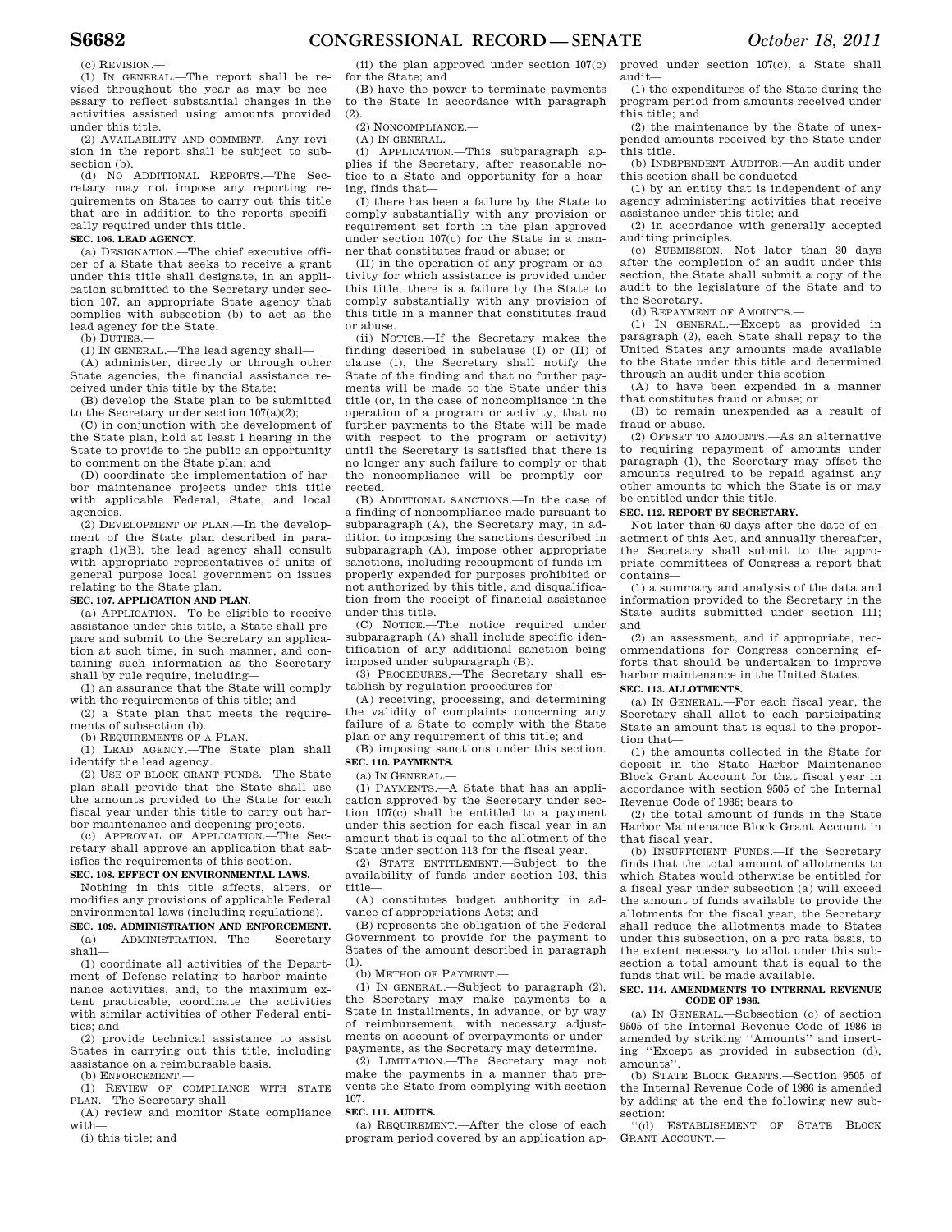(c) REVISION.—

(1) IN GENERAL.—The report shall be revised throughout the year as may be necessary to reflect substantial changes in the activities assisted using amounts provided under this title.

(2) AVAILABILITY AND COMMENT.—Any revision in the report shall be subject to subsection (b).

(d) NO ADDITIONAL REPORTS.—The Secretary may not impose any reporting requirements on States to carry out this title that are in addition to the reports specifically required under this title.

**SEC. 106. LEAD AGENCY.**

(a) DESIGNATION.—The chief executive officer of a State that seeks to receive a grant under this title shall designate, in an application submitted to the Secretary under section 107, an appropriate State agency that complies with subsection (b) to act as the lead agency for the State.

(b) DUTIES.—

(1) IN GENERAL.—The lead agency shall—

(A) administer, directly or through other State agencies, the financial assistance received under this title by the State;

(B) develop the State plan to be submitted to the Secretary under section 107(a)(2);

(C) in conjunction with the development of the State plan, hold at least 1 hearing in the State to provide to the public an opportunity to comment on the State plan; and

(D) coordinate the implementation of harbor maintenance projects under this title with applicable Federal, State, and local agencies.

(2) DEVELOPMENT OF PLAN.—In the development of the State plan described in paragraph (1)(B), the lead agency shall consult with appropriate representatives of units of general purpose local government on issues relating to the State plan.

**SEC. 107. APPLICATION AND PLAN.**

(a) APPLICATION.—To be eligible to receive assistance under this title, a State shall prepare and submit to the Secretary an application at such time, in such manner, and containing such information as the Secretary shall by rule require, including—

(1) an assurance that the State will comply with the requirements of this title; and

(2) a State plan that meets the requirements of subsection (b).

(b) REQUIREMENTS OF A PLAN.—

(1) LEAD AGENCY.—The State plan shall identify the lead agency.

(2) USE OF BLOCK GRANT FUNDS.—The State plan shall provide that the State shall use the amounts provided to the State for each fiscal year under this title to carry out harbor maintenance and deepening projects.

(c) APPROVAL OF APPLICATION.—The Secretary shall approve an application that satisfies the requirements of this section.

**SEC. 108. EFFECT ON ENVIRONMENTAL LAWS.**

Nothing in this title affects, alters, or modifies any provisions of applicable Federal environmental laws (including regulations).

**SEC. 109. ADMINISTRATION AND ENFORCEMENT.**

(a) ADMINISTRATION.—The Secretary shall—

(1) coordinate all activities of the Department of Defense relating to harbor maintenance activities, and, to the maximum extent practicable, coordinate the activities with similar activities of other Federal entities; and

(2) provide technical assistance to assist States in carrying out this title, including assistance on a reimbursable basis.

(b) ENFORCEMENT.—

(1) REVIEW OF COMPLIANCE WITH STATE PLAN.—The Secretary shall—

(A) review and monitor State compliance with—

(i) this title; and

(ii) the plan approved under section 107(c) for the State; and

(B) have the power to terminate payments to the State in accordance with paragraph (2).

(2) NONCOMPLIANCE.—

(A) IN GENERAL.—

(i) APPLICATION.—This subparagraph applies if the Secretary, after reasonable notice to a State and opportunity for a hearing, finds that—

(I) there has been a failure by the State to comply substantially with any provision or requirement set forth in the plan approved under section 107(c) for the State in a manner that constitutes fraud or abuse; or

(II) in the operation of any program or activity for which assistance is provided under this title, there is a failure by the State to comply substantially with any provision of this title in a manner that constitutes fraud or abuse.

(ii) NOTICE.—If the Secretary makes the finding described in subclause (I) or (II) of clause (i), the Secretary shall notify the State of the finding and that no further payments will be made to the State under this title (or, in the case of noncompliance in the operation of a program or activity, that no further payments to the State will be made with respect to the program or activity) until the Secretary is satisfied that there is no longer any such failure to comply or that the noncompliance will be promptly corrected.

(B) ADDITIONAL SANCTIONS.—In the case of a finding of noncompliance made pursuant to subparagraph (A), the Secretary may, in addition to imposing the sanctions described in subparagraph (A), impose other appropriate sanctions, including recoupment of funds improperly expended for purposes prohibited or not authorized by this title, and disqualification from the receipt of financial assistance under this title.

(C) NOTICE.—The notice required under subparagraph (A) shall include specific identification of any additional sanction being imposed under subparagraph (B).

(3) PROCEDURES.—The Secretary shall establish by regulation procedures for—

(A) receiving, processing, and determining the validity of complaints concerning any failure of a State to comply with the State plan or any requirement of this title; and

(B) imposing sanctions under this section.

**SEC. 110. PAYMENTS.**

(a) IN GENERAL.—

(1) PAYMENTS.—A State that has an application approved by the Secretary under section 107(c) shall be entitled to a payment under this section for each fiscal year in an amount that is equal to the allotment of the State under section 113 for the fiscal year.

(2) STATE ENTITLEMENT.—Subject to the availability of funds under section 103, this title—

(A) constitutes budget authority in advance of appropriations Acts; and

(B) represents the obligation of the Federal Government to provide for the payment to States of the amount described in paragraph (1).

(b) METHOD OF PAYMENT.—

(1) IN GENERAL.—Subject to paragraph (2), the Secretary may make payments to a State in installments, in advance, or by way of reimbursement, with necessary adjustments on account of overpayments or underpayments, as the Secretary may determine.

(2) LIMITATION.—The Secretary may not make the payments in a manner that prevents the State from complying with section 107.

**SEC. 111. AUDITS.**

(a) REQUIREMENT.—After the close of each program period covered by an application approved under section 107(c), a State shall audit—

(1) the expenditures of the State during the program period from amounts received under this title; and

(2) the maintenance by the State of unexpended amounts received by the State under this title.

(b) INDEPENDENT AUDITOR.—An audit under this section shall be conducted—

(1) by an entity that is independent of any agency administering activities that receive assistance under this title; and

(2) in accordance with generally accepted auditing principles.

(c) SUBMISSION.—Not later than 30 days after the completion of an audit under this section, the State shall submit a copy of the audit to the legislature of the State and to the Secretary.

(d) REPAYMENT OF AMOUNTS.—

(1) IN GENERAL.—Except as provided in paragraph (2), each State shall repay to the United States any amounts made available to the State under this title and determined through an audit under this section—

(A) to have been expended in a manner that constitutes fraud or abuse; or

(B) to remain unexpended as a result of fraud or abuse.

(2) OFFSET TO AMOUNTS.—As an alternative to requiring repayment of amounts under paragraph (1), the Secretary may offset the amounts required to be repaid against any other amounts to which the State is or may be entitled under this title.

**SEC. 112. REPORT BY SECRETARY.**

Not later than 60 days after the date of enactment of this Act, and annually thereafter, the Secretary shall submit to the appropriate committees of Congress a report that contains—

(1) a summary and analysis of the data and information provided to the Secretary in the State audits submitted under section 111; and

(2) an assessment, and if appropriate, recommendations for Congress concerning efforts that should be undertaken to improve harbor maintenance in the United States.

**SEC. 113. ALLOTMENTS.**

(a) IN GENERAL.—For each fiscal year, the Secretary shall allot to each participating State an amount that is equal to the proportion that—

(1) the amounts collected in the State for deposit in the State Harbor Maintenance Block Grant Account for that fiscal year in accordance with section 9505 of the Internal Revenue Code of 1986; bears to

(2) the total amount of funds in the State Harbor Maintenance Block Grant Account in that fiscal year.

(b) INSUFFICIENT FUNDS.—If the Secretary finds that the total amount of allotments to which States would otherwise be entitled for a fiscal year under subsection (a) will exceed the amount of funds available to provide the allotments for the fiscal year, the Secretary shall reduce the allotments made to States under this subsection, on a pro rata basis, to the extent necessary to allot under this subsection a total amount that is equal to the funds that will be made available.

**SEC. 114. AMENDMENTS TO INTERNAL REVENUE CODE OF 1986.**

(a) IN GENERAL.—Subsection (c) of section 9505 of the Internal Revenue Code of 1986 is amended by striking "Amounts" and inserting "Except as provided in subsection (d), amounts".

(b) STATE BLOCK GRANTS.—Section 9505 of the Internal Revenue Code of 1986 is amended by adding at the end the following new subsection:

"(d) ESTABLISHMENT OF STATE BLOCK GRANT ACCOUNT.—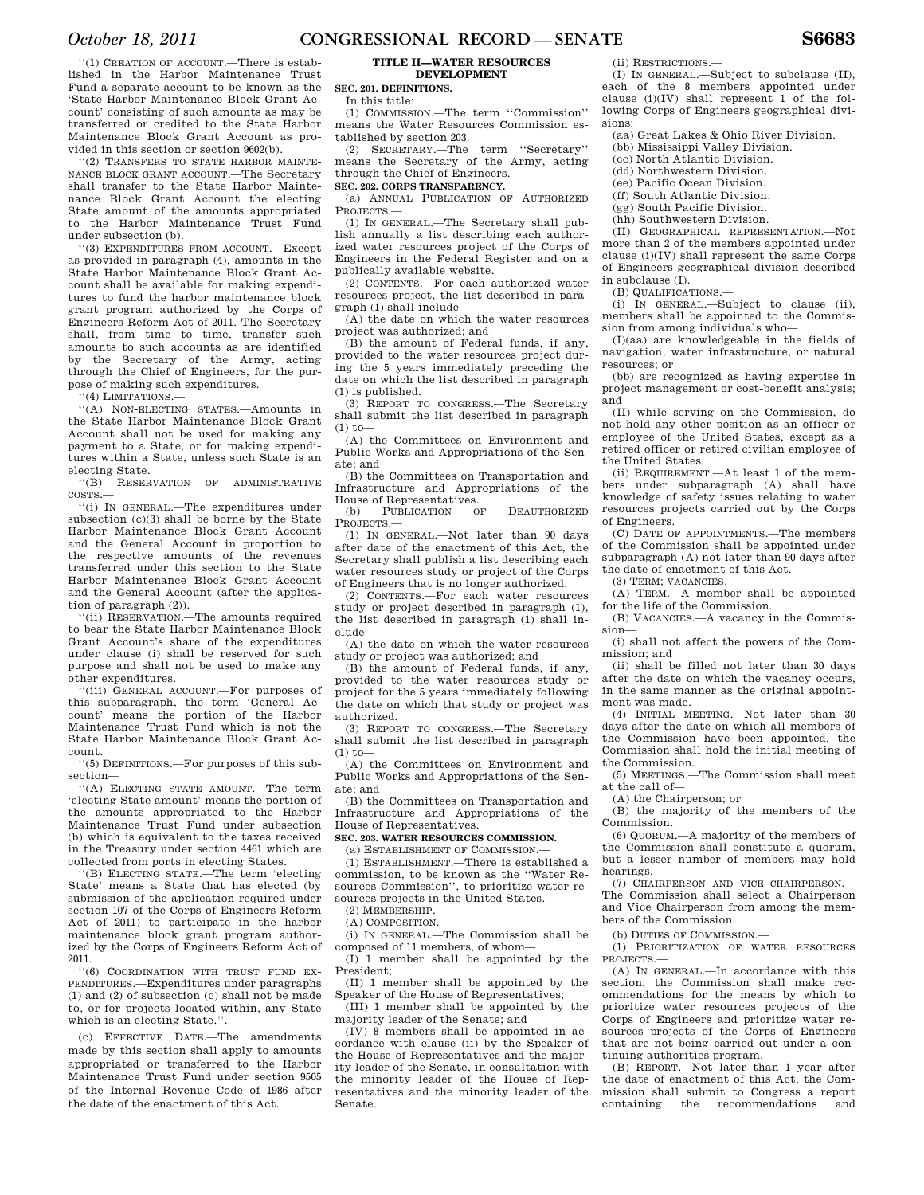"(1) CREATION OF ACCOUNT.—There is established in the Harbor Maintenance Trust Fund a separate account to be known as the 'State Harbor Maintenance Block Grant Account' consisting of such amounts as may be transferred or credited to the State Harbor Maintenance Block Grant Account as provided in this section or section 9602(b).

"(2) TRANSFERS TO STATE HARBOR MAINTENANCE BLOCK GRANT ACCOUNT.—The Secretary shall transfer to the State Harbor Maintenance Block Grant Account the electing State amount of the amounts appropriated to the Harbor Maintenance Trust Fund under subsection (b).

"(3) EXPENDITURES FROM ACCOUNT.—Except as provided in paragraph (4), amounts in the State Harbor Maintenance Block Grant Account shall be available for making expenditures to fund the harbor maintenance block grant program authorized by the Corps of Engineers Reform Act of 2011. The Secretary shall, from time to time, transfer such amounts to such accounts as are identified by the Secretary of the Army, acting through the Chief of Engineers, for the purpose of making such expenditures.

"(4) LIMITATIONS.—

"(A) NON-ELECTING STATES.—Amounts in the State Harbor Maintenance Block Grant Account shall not be used for making any payment to a State, or for making expenditures within a State, unless such State is an electing State.

"(B) RESERVATION OF ADMINISTRATIVE COSTS.—

"(i) IN GENERAL.—The expenditures under subsection (c)(3) shall be borne by the State Harbor Maintenance Block Grant Account and the General Account in proportion to the respective amounts of the revenues transferred under this section to the State Harbor Maintenance Block Grant Account and the General Account (after the application of paragraph (2)).

"(ii) RESERVATION.—The amounts required to bear the State Harbor Maintenance Block Grant Account's share of the expenditures under clause (i) shall be reserved for such purpose and shall not be used to make any other expenditures.

"(iii) GENERAL ACCOUNT.—For purposes of this subparagraph, the term 'General Account' means the portion of the Harbor Maintenance Trust Fund which is not the State Harbor Maintenance Block Grant Account.

"(5) DEFINITIONS.—For purposes of this subsection—

"(A) ELECTING STATE AMOUNT.—The term 'electing State amount' means the portion of the amounts appropriated to the Harbor Maintenance Trust Fund under subsection (b) which is equivalent to the taxes received in the Treasury under section 4461 which are collected from ports in electing States.

"(B) ELECTING STATE.—The term 'electing State' means a State that has elected (by submission of the application required under section 107 of the Corps of Engineers Reform Act of 2011) to participate in the harbor maintenance block grant program authorized by the Corps of Engineers Reform Act of 2011.

"(6) COORDINATION WITH TRUST FUND EXPENDITURES.—Expenditures under paragraphs (1) and (2) of subsection (c) shall not be made to, or for projects located within, any State which is an electing State.".

(c) EFFECTIVE DATE.—The amendments made by this section shall apply to amounts appropriated or transferred to the Harbor Maintenance Trust Fund under section 9505 of the Internal Revenue Code of 1986 after the date of the enactment of this Act.

## TITLE II—WATER RESOURCES DEVELOPMENT

### SEC. 201. DEFINITIONS.

In this title:

(1) COMMISSION.—The term "Commission" means the Water Resources Commission established by section 203.

(2) SECRETARY.—The term "Secretary" means the Secretary of the Army, acting through the Chief of Engineers.

### SEC. 202. CORPS TRANSPARENCY.

(a) ANNUAL PUBLICATION OF AUTHORIZED PROJECTS.—

(1) IN GENERAL.—The Secretary shall publish annually a list describing each authorized water resources project of the Corps of Engineers in the Federal Register and on a publically available website.

(2) CONTENTS.—For each authorized water resources project, the list described in paragraph (1) shall include—

(A) the date on which the water resources project was authorized; and

(B) the amount of Federal funds, if any, provided to the water resources project during the 5 years immediately preceding the date on which the list described in paragraph (1) is published.

(3) REPORT TO CONGRESS.—The Secretary shall submit the list described in paragraph (1) to—

(A) the Committees on Environment and Public Works and Appropriations of the Senate; and

(B) the Committees on Transportation and Infrastructure and Appropriations of the House of Representatives.

(b) PUBLICATION OF DEAUTHORIZED PROJECTS.—

(1) IN GENERAL.—Not later than 90 days after date of the enactment of this Act, the Secretary shall publish a list describing each water resources study or project of the Corps of Engineers that is no longer authorized.

(2) CONTENTS.—For each water resources study or project described in paragraph (1), the list described in paragraph (1) shall include—

(A) the date on which the water resources study or project was authorized; and

(B) the amount of Federal funds, if any, provided to the water resources study or project for the 5 years immediately following the date on which that study or project was authorized.

(3) REPORT TO CONGRESS.—The Secretary shall submit the list described in paragraph (1) to—

(A) the Committees on Environment and Public Works and Appropriations of the Senate; and

(B) the Committees on Transportation and Infrastructure and Appropriations of the House of Representatives.

### SEC. 203. WATER RESOURCES COMMISSION.

(a) ESTABLISHMENT OF COMMISSION.—

(1) ESTABLISHMENT.—There is established a commission, to be known as the "Water Resources Commission", to prioritize water resources projects in the United States.

(2) MEMBERSHIP.—

(A) COMPOSITION.—

(i) IN GENERAL.—The Commission shall be composed of 11 members, of whom—

(I) 1 member shall be appointed by the President;

(II) 1 member shall be appointed by the Speaker of the House of Representatives;

(III) 1 member shall be appointed by the majority leader of the Senate; and

(IV) 8 members shall be appointed in accordance with clause (ii) by the Speaker of the House of Representatives and the majority leader of the Senate, in consultation with the minority leader of the House of Representatives and the minority leader of the Senate.

(ii) RESTRICTIONS.—

(I) IN GENERAL.—Subject to subclause (II), each of the 8 members appointed under clause (i)(IV) shall represent 1 of the following Corps of Engineers geographical divisions:

(aa) Great Lakes & Ohio River Division.

(bb) Mississippi Valley Division.

(cc) North Atlantic Division.

(dd) Northwestern Division.

(ee) Pacific Ocean Division.

(ff) South Atlantic Division.

(gg) South Pacific Division.

(hh) Southwestern Division.

(II) GEOGRAPHICAL REPRESENTATION.—Not more than 2 of the members appointed under clause (i)(IV) shall represent the same Corps of Engineers geographical division described in subclause (I).

(B) QUALIFICATIONS.—

(i) IN GENERAL.—Subject to clause (ii), members shall be appointed to the Commission from among individuals who—

(I)(aa) are knowledgeable in the fields of navigation, water infrastructure, or natural resources; or

(bb) are recognized as having expertise in project management or cost-benefit analysis; and

(II) while serving on the Commission, do not hold any other position as an officer or employee of the United States, except as a retired officer or retired civilian employee of the United States.

(ii) REQUIREMENT.—At least 1 of the members under subparagraph (A) shall have knowledge of safety issues relating to water resources projects carried out by the Corps of Engineers.

(C) DATE OF APPOINTMENTS.—The members of the Commission shall be appointed under subparagraph (A) not later than 90 days after the date of enactment of this Act.

(3) TERM; VACANCIES.—

(A) TERM.—A member shall be appointed for the life of the Commission.

(B) VACANCIES.—A vacancy in the Commission—

(i) shall not affect the powers of the Commission; and

(ii) shall be filled not later than 30 days after the date on which the vacancy occurs, in the same manner as the original appointment was made.

(4) INITIAL MEETING.—Not later than 30 days after the date on which all members of the Commission have been appointed, the Commission shall hold the initial meeting of the Commission.

(5) MEETINGS.—The Commission shall meet at the call of—

(A) the Chairperson; or

(B) the majority of the members of the Commission.

(6) QUORUM.—A majority of the members of the Commission shall constitute a quorum, but a lesser number of members may hold hearings.

(7) CHAIRPERSON AND VICE CHAIRPERSON.—The Commission shall select a Chairperson and Vice Chairperson from among the members of the Commission.

(b) DUTIES OF COMMISSION.—

(1) PRIORITIZATION OF WATER RESOURCES PROJECTS.—

(A) IN GENERAL.—In accordance with this section, the Commission shall make recommendations for the means by which to prioritize water resources projects of the Corps of Engineers and prioritize water resources projects of the Corps of Engineers that are not being carried out under a continuing authorities program.

(B) REPORT.—Not later than 1 year after the date of enactment of this Act, the Commission shall submit to Congress a report containing the recommendations and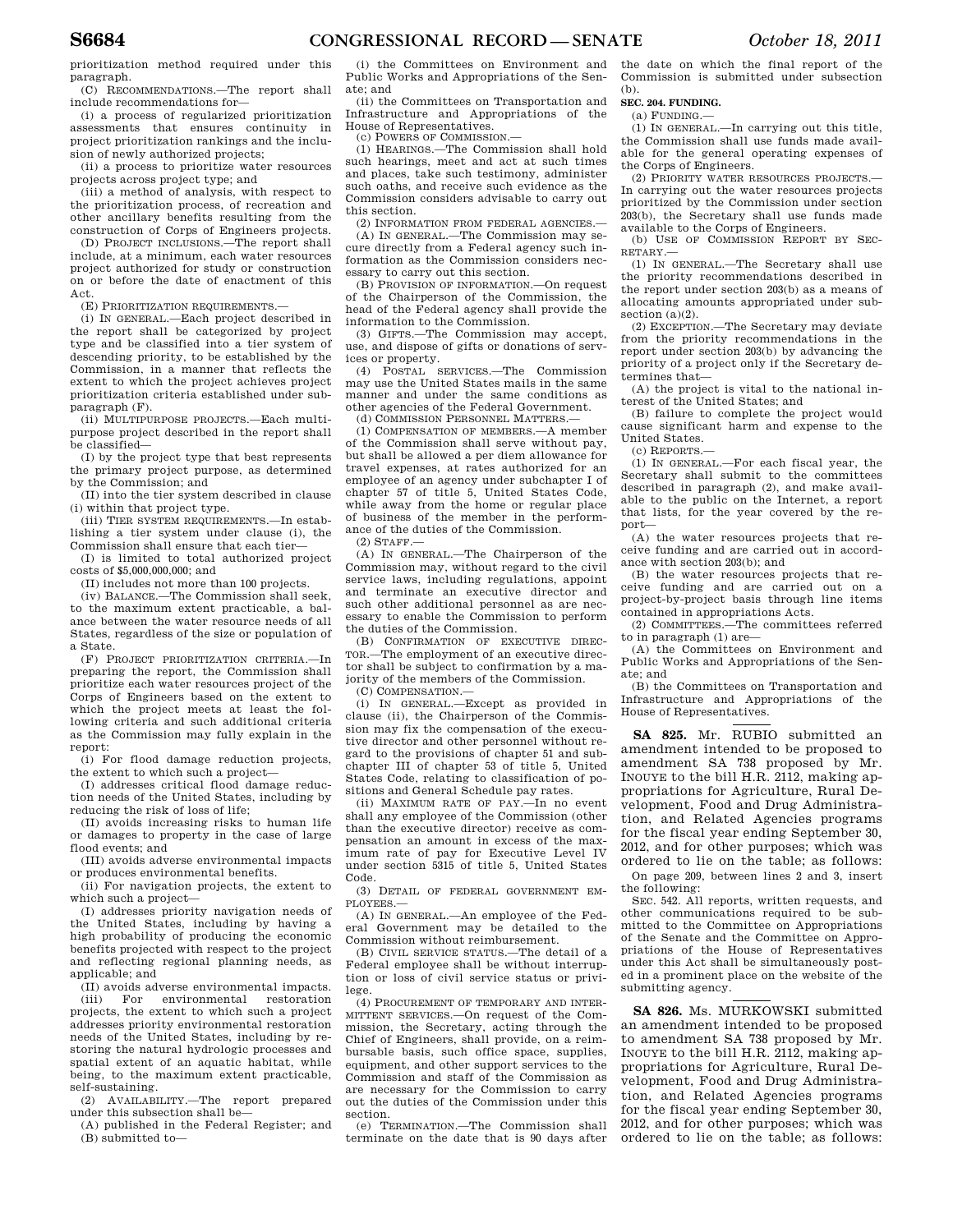prioritization method required under this paragraph.

(C) RECOMMENDATIONS.—The report shall include recommendations for—

(i) a process of regularized prioritization assessments that ensures continuity in project prioritization rankings and the inclusion of newly authorized projects;

(ii) a process to prioritize water resources projects across project type; and

(iii) a method of analysis, with respect to the prioritization process, of recreation and other ancillary benefits resulting from the construction of Corps of Engineers projects.

(D) PROJECT INCLUSIONS.—The report shall include, at a minimum, each water resources project authorized for study or construction on or before the date of enactment of this Act.

(E) PRIORITIZATION REQUIREMENTS.—

(i) IN GENERAL.—Each project described in the report shall be categorized by project type and be classified into a tier system of descending priority, to be established by the Commission, in a manner that reflects the extent to which the project achieves project prioritization criteria established under subparagraph (F).

(ii) MULTIPURPOSE PROJECTS.—Each multipurpose project described in the report shall be classified—

(I) by the project type that best represents the primary project purpose, as determined by the Commission; and

(II) into the tier system described in clause (i) within that project type.

(iii) TIER SYSTEM REQUIREMENTS.—In establishing a tier system under clause (i), the Commission shall ensure that each tier—

(I) is limited to total authorized project costs of $5,000,000,000; and

(II) includes not more than 100 projects.

(iv) BALANCE.—The Commission shall seek, to the maximum extent practicable, a balance between the water resource needs of all States, regardless of the size or population of a State.

(F) PROJECT PRIORITIZATION CRITERIA.—In preparing the report, the Commission shall prioritize each water resources project of the Corps of Engineers based on the extent to which the project meets at least the following criteria and such additional criteria as the Commission may fully explain in the report:

(i) For flood damage reduction projects, the extent to which such a project—

(I) addresses critical flood damage reduction needs of the United States, including by reducing the risk of loss of life;

(II) avoids increasing risks to human life or damages to property in the case of large flood events; and

(III) avoids adverse environmental impacts or produces environmental benefits.

(ii) For navigation projects, the extent to which such a project—

(I) addresses priority navigation needs of the United States, including by having a high probability of producing the economic benefits projected with respect to the project and reflecting regional planning needs, as applicable; and

(II) avoids adverse environmental impacts.

(iii) For environmental restoration projects, the extent to which such a project addresses priority environmental restoration needs of the United States, including by restoring the natural hydrologic processes and spatial extent of an aquatic habitat, while being, to the maximum extent practicable, self-sustaining.

(2) AVAILABILITY.—The report prepared under this subsection shall be—

(A) published in the Federal Register; and

(B) submitted to—

(i) the Committees on Environment and Public Works and Appropriations of the Senate; and

(ii) the Committees on Transportation and Infrastructure and Appropriations of the House of Representatives.

(c) POWERS OF COMMISSION.—

(1) HEARINGS.—The Commission shall hold such hearings, meet and act at such times and places, take such testimony, administer such oaths, and receive such evidence as the Commission considers advisable to carry out this section.

(2) INFORMATION FROM FEDERAL AGENCIES.—

(A) IN GENERAL.—The Commission may secure directly from a Federal agency such information as the Commission considers necessary to carry out this section.

(B) PROVISION OF INFORMATION.—On request of the Chairperson of the Commission, the head of the Federal agency shall provide the information to the Commission.

(3) GIFTS.—The Commission may accept, use, and dispose of gifts or donations of services or property.

(4) POSTAL SERVICES.—The Commission may use the United States mails in the same manner and under the same conditions as other agencies of the Federal Government.

(d) COMMISSION PERSONNEL MATTERS.—

(1) COMPENSATION OF MEMBERS.—A member of the Commission shall serve without pay, but shall be allowed a per diem allowance for travel expenses, at rates authorized for an employee of an agency under subchapter I of chapter 57 of title 5, United States Code, while away from the home or regular place of business of the member in the performance of the duties of the Commission.

(2) STAFF.—

(A) IN GENERAL.—The Chairperson of the Commission may, without regard to the civil service laws, including regulations, appoint and terminate an executive director and such other additional personnel as are necessary to enable the Commission to perform the duties of the Commission.

(B) CONFIRMATION OF EXECUTIVE DIRECTOR.—The employment of an executive director shall be subject to confirmation by a majority of the members of the Commission.

(C) COMPENSATION.—

(i) IN GENERAL.—Except as provided in clause (ii), the Chairperson of the Commission may fix the compensation of the executive director and other personnel without regard to the provisions of chapter 51 and subchapter III of chapter 53 of title 5, United States Code, relating to classification of positions and General Schedule pay rates.

(ii) MAXIMUM RATE OF PAY.—In no event shall any employee of the Commission (other than the executive director) receive as compensation an amount in excess of the maximum rate of pay for Executive Level IV under section 5315 of title 5, United States Code.

(3) DETAIL OF FEDERAL GOVERNMENT EMPLOYEES.—

(A) IN GENERAL.—An employee of the Federal Government may be detailed to the Commission without reimbursement.

(B) CIVIL SERVICE STATUS.—The detail of a Federal employee shall be without interruption or loss of civil service status or privilege.

(4) PROCUREMENT OF TEMPORARY AND INTERMITTENT SERVICES.—On request of the Commission, the Secretary, acting through the Chief of Engineers, shall provide, on a reimbursable basis, such office space, supplies, equipment, and other support services to the Commission and staff of the Commission as are necessary for the Commission to carry out the duties of the Commission under this section.

(e) TERMINATION.—The Commission shall terminate on the date that is 90 days after the date on which the final report of the Commission is submitted under subsection (b).

**SEC. 204. FUNDING.**

(a) FUNDING.—

(1) IN GENERAL.—In carrying out this title, the Commission shall use funds made available for the general operating expenses of the Corps of Engineers.

(2) PRIORITY WATER RESOURCES PROJECTS.—In carrying out the water resources projects prioritized by the Commission under section 203(b), the Secretary shall use funds made available to the Corps of Engineers.

(b) USE OF COMMISSION REPORT BY SECRETARY.—

(1) IN GENERAL.—The Secretary shall use the priority recommendations described in the report under section 203(b) as a means of allocating amounts appropriated under subsection (a)(2).

(2) EXCEPTION.—The Secretary may deviate from the priority recommendations in the report under section 203(b) by advancing the priority of a project only if the Secretary determines that—

(A) the project is vital to the national interest of the United States; and

(B) failure to complete the project would cause significant harm and expense to the United States.

(c) REPORTS.—

(1) IN GENERAL.—For each fiscal year, the Secretary shall submit to the committees described in paragraph (2), and make available to the public on the Internet, a report that lists, for the year covered by the report—

(A) the water resources projects that receive funding and are carried out in accordance with section 203(b); and

(B) the water resources projects that receive funding and are carried out on a project-by-project basis through line items contained in appropriations Acts.

(2) COMMITTEES.—The committees referred to in paragraph (1) are—

(A) the Committees on Environment and Public Works and Appropriations of the Senate; and

(B) the Committees on Transportation and Infrastructure and Appropriations of the House of Representatives.

---

**SA 825.** Mr. RUBIO submitted an amendment intended to be proposed to amendment SA 738 proposed by Mr. INOUYE to the bill H.R. 2112, making appropriations for Agriculture, Rural Development, Food and Drug Administration, and Related Agencies programs for the fiscal year ending September 30, 2012, and for other purposes; which was ordered to lie on the table; as follows:

On page 209, between lines 2 and 3, insert the following:

SEC. 542. All reports, written requests, and other communications required to be submitted to the Committee on Appropriations of the Senate and the Committee on Appropriations of the House of Representatives under this Act shall be simultaneously posted in a prominent place on the website of the submitting agency.

---

**SA 826.** Ms. MURKOWSKI submitted an amendment intended to be proposed to amendment SA 738 proposed by Mr. INOUYE to the bill H.R. 2112, making appropriations for Agriculture, Rural Development, Food and Drug Administration, and Related Agencies programs for the fiscal year ending September 30, 2012, and for other purposes; which was ordered to lie on the table; as follows: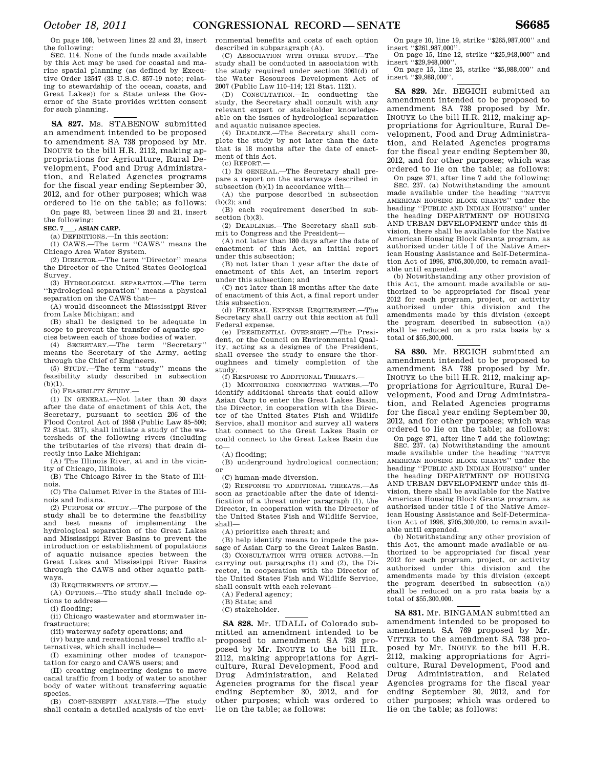On page 108, between lines 22 and 23, insert the following:

SEC. 114. None of the funds made available by this Act may be used for coastal and marine spatial planning (as defined by Executive Order 13547 (33 U.S.C. 857-19 note; relating to stewardship of the ocean, coasts, and Great Lakes)) for a State unless the Governor of the State provides written consent for such planning.

**SA 827.** Ms. STABENOW submitted an amendment intended to be proposed to amendment SA 738 proposed by Mr. INOUYE to the bill H.R. 2112, making appropriations for Agriculture, Rural Development, Food and Drug Administration, and Related Agencies programs for the fiscal year ending September 30, 2012, and for other purposes; which was ordered to lie on the table; as follows:

On page 83, between lines 20 and 21, insert the following:

**SEC. 7\_\_\_. ASIAN CARP.**

(a) DEFINITIONS.—In this section:

(1) CAWS.—The term ''CAWS'' means the Chicago Area Water System.

(2) DIRECTOR.—The term ''Director'' means the Director of the United States Geological Survey.

(3) HYDROLOGICAL SEPARATION.—The term ''hydrological separation'' means a physical separation on the CAWS that—

(A) would disconnect the Mississippi River from Lake Michigan; and

(B) shall be designed to be adequate in scope to prevent the transfer of aquatic species between each of those bodies of water.

(4) SECRETARY.—The term ''Secretary'' means the Secretary of the Army, acting through the Chief of Engineers.

(5) STUDY.—The term ''study'' means the feasibility study described in subsection (b)(1).

(b) FEASIBILITY STUDY.—

(1) IN GENERAL.—Not later than 30 days after the date of enactment of this Act, the Secretary, pursuant to section 206 of the Flood Control Act of 1958 (Public Law 85–500; 72 Stat. 317), shall initiate a study of the watersheds of the following rivers (including the tributaries of the rivers) that drain directly into Lake Michigan:

(A) The Illinois River, at and in the vicinity of Chicago, Illinois.

(B) The Chicago River in the State of Illinois.

(C) The Calumet River in the States of Illinois and Indiana.

(2) PURPOSE OF STUDY.—The purpose of the study shall be to determine the feasibility and best means of implementing the hydrological separation of the Great Lakes and Mississippi River Basins to prevent the introduction or establishment of populations of aquatic nuisance species between the Great Lakes and Mississippi River Basins through the CAWS and other aquatic pathways.

(3) REQUIREMENTS OF STUDY.—

(A) OPTIONS.—The study shall include options to address—

(i) flooding;

(ii) Chicago wastewater and stormwater infrastructure;

(iii) waterway safety operations; and

(iv) barge and recreational vessel traffic alternatives, which shall include—

(I) examining other modes of transportation for cargo and CAWS users; and

(II) creating engineering designs to move canal traffic from 1 body of water to another body of water without transferring aquatic species.

(B) COST-BENEFIT ANALYSIS.—The study shall contain a detailed analysis of the environmental benefits and costs of each option described in subparagraph (A).

(C) ASSOCIATION WITH OTHER STUDY.—The study shall be conducted in association with the study required under section 3061(d) of the Water Resources Development Act of 2007 (Public Law 110–114; 121 Stat. 1121).

(D) CONSULTATION.—In conducting the study, the Secretary shall consult with any relevant expert or stakeholder knowledgeable on the issues of hydrological separation and aquatic nuisance species.

(4) DEADLINE.—The Secretary shall complete the study by not later than the date that is 18 months after the date of enactment of this Act.

(c) REPORT.—

(1) IN GENERAL.—The Secretary shall prepare a report on the waterways described in subsection (b)(1) in accordance with—

(A) the purpose described in subsection (b)(2); and

(B) each requirement described in subsection (b)(3).

(2) DEADLINES.—The Secretary shall submit to Congress and the President—

(A) not later than 180 days after the date of enactment of this Act, an initial report under this subsection;

(B) not later than 1 year after the date of enactment of this Act, an interim report under this subsection; and

(C) not later than 18 months after the date of enactment of this Act, a final report under this subsection.

(d) FEDERAL EXPENSE REQUIREMENT.—The Secretary shall carry out this section at full Federal expense.

(e) PRESIDENTIAL OVERSIGHT.—The President, or the Council on Environmental Quality, acting as a designee of the President, shall oversee the study to ensure the thoroughness and timely completion of the study.

(f) RESPONSE TO ADDITIONAL THREATS.—

(1) MONITORING CONNECTING WATERS.—To identify additional threats that could allow Asian Carp to enter the Great Lakes Basin, the Director, in cooperation with the Director of the United States Fish and Wildlife Service, shall monitor and survey all waters that connect to the Great Lakes Basin or could connect to the Great Lakes Basin due to—

(A) flooding;

(B) underground hydrological connection; or

(C) human-made diversion.

(2) RESPONSE TO ADDITIONAL THREATS.—As soon as practicable after the date of identification of a threat under paragraph (1), the Director, in cooperation with the Director of the United States Fish and Wildlife Service, shall—

(A) prioritize each threat; and

(B) help identify means to impede the passage of Asian Carp to the Great Lakes Basin.

(3) CONSULTATION WITH OTHER ACTORS.—In carrying out paragraphs (1) and (2), the Director, in cooperation with the Director of the United States Fish and Wildlife Service, shall consult with each relevant—

(A) Federal agency;

(B) State; and

(C) stakeholder.

**SA 828.** Mr. UDALL of Colorado submitted an amendment intended to be proposed to amendment SA 738 proposed by Mr. INOUYE to the bill H.R. 2112, making appropriations for Agriculture, Rural Development, Food and Drug Administration, and Related Agencies programs for the fiscal year ending September 30, 2012, and for other purposes; which was ordered to lie on the table; as follows:

On page 10, line 19, strike ''$265,987,000'' and insert ''$261,987,000''.

On page 15, line 12, strike ''$25,948,000'' and insert ''$29,948,000''.

On page 15, line 25, strike ''$5,988,000'' and insert ''$9,988,000''.

**SA 829.** Mr. BEGICH submitted an amendment intended to be proposed to amendment SA 738 proposed by Mr. INOUYE to the bill H.R. 2112, making appropriations for Agriculture, Rural Development, Food and Drug Administration, and Related Agencies programs for the fiscal year ending September 30, 2012, and for other purposes; which was ordered to lie on the table; as follows:

On page 371, after line 7 add the following:

SEC. 237. (a) Notwithstanding the amount made available under the heading ''NATIVE AMERICAN HOUSING BLOCK GRANTS'' under the heading ''PUBLIC AND INDIAN HOUSING'' under the heading DEPARTMENT OF HOUSING AND URBAN DEVELOPMENT under this division, there shall be available for the Native American Housing Block Grants program, as authorized under title I of the Native American Housing Assistance and Self-Determination Act of 1996, $705,300,000, to remain available until expended.

(b) Notwithstanding any other provision of this Act, the amount made available or authorized to be appropriated for fiscal year 2012 for each program, project, or activity authorized under this division and the amendments made by this division (except the program described in subsection (a)) shall be reduced on a pro rata basis by a total of $55,300,000.

**SA 830.** Mr. BEGICH submitted an amendment intended to be proposed to amendment SA 738 proposed by Mr. INOUYE to the bill H.R. 2112, making appropriations for Agriculture, Rural Development, Food and Drug Administration, and Related Agencies programs for the fiscal year ending September 30, 2012, and for other purposes; which was ordered to lie on the table; as follows:

On page 371, after line 7 add the following:

SEC. 237. (a) Notwithstanding the amount made available under the heading ''NATIVE AMERICAN HOUSING BLOCK GRANTS'' under the heading ''PUBLIC AND INDIAN HOUSING'' under the heading DEPARTMENT OF HOUSING AND URBAN DEVELOPMENT under this division, there shall be available for the Native American Housing Block Grants program, as authorized under title I of the Native American Housing Assistance and Self-Determination Act of 1996, $705,300,000, to remain available until expended.

(b) Notwithstanding any other provision of this Act, the amount made available or authorized to be appropriated for fiscal year 2012 for each program, project, or activity authorized under this division and the amendments made by this division (except the program described in subsection (a)) shall be reduced on a pro rata basis by a total of $55,300,000.

**SA 831.** Mr. BINGAMAN submitted an amendment intended to be proposed to amendment SA 769 proposed by Mr. VITTER to the amendment SA 738 proposed by Mr. INOUYE to the bill H.R. 2112, making appropriations for Agriculture, Rural Development, Food and Drug Administration, and Related Agencies programs for the fiscal year ending September 30, 2012, and for other purposes; which was ordered to lie on the table; as follows: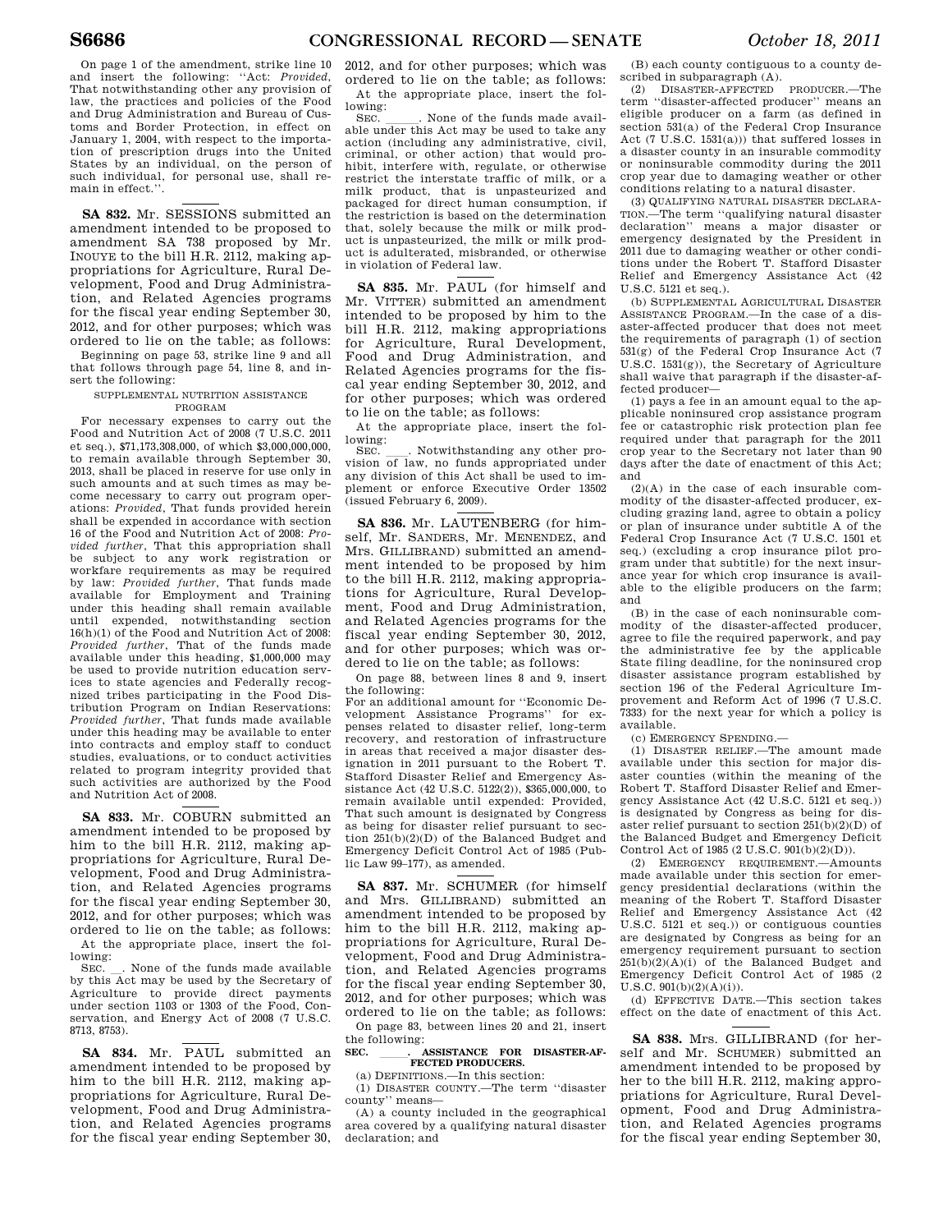On page 1 of the amendment, strike line 10 and insert the following: ''Act: *Provided*, That notwithstanding other any provision of law, the practices and policies of the Food and Drug Administration and Bureau of Customs and Border Protection, in effect on January 1, 2004, with respect to the importation of prescription drugs into the United States by an individual, on the person of such individual, for personal use, shall remain in effect.''.

**SA 832.** Mr. SESSIONS submitted an amendment intended to be proposed to amendment SA 738 proposed by Mr. INOUYE to the bill H.R. 2112, making appropriations for Agriculture, Rural Development, Food and Drug Administration, and Related Agencies programs for the fiscal year ending September 30, 2012, and for other purposes; which was ordered to lie on the table; as follows:

Beginning on page 53, strike line 9 and all that follows through page 54, line 8, and insert the following:

SUPPLEMENTAL NUTRITION ASSISTANCE PROGRAM

For necessary expenses to carry out the Food and Nutrition Act of 2008 (7 U.S.C. 2011 et seq.), $71,173,308,000, of which $3,000,000,000, to remain available through September 30, 2013, shall be placed in reserve for use only in such amounts and at such times as may become necessary to carry out program operations: *Provided*, That funds provided herein shall be expended in accordance with section 16 of the Food and Nutrition Act of 2008: *Provided further*, That this appropriation shall be subject to any work registration or workfare requirements as may be required by law: *Provided further*, That funds made available for Employment and Training under this heading shall remain available until expended, notwithstanding section 16(h)(1) of the Food and Nutrition Act of 2008: *Provided further*, That of the funds made available under this heading, $1,000,000 may be used to provide nutrition education services to state agencies and Federally recognized tribes participating in the Food Distribution Program on Indian Reservations: *Provided further*, That funds made available under this heading may be available to enter into contracts and employ staff to conduct studies, evaluations, or to conduct activities related to program integrity provided that such activities are authorized by the Food and Nutrition Act of 2008.

**SA 833.** Mr. COBURN submitted an amendment intended to be proposed by him to the bill H.R. 2112, making appropriations for Agriculture, Rural Development, Food and Drug Administration, and Related Agencies programs for the fiscal year ending September 30, 2012, and for other purposes; which was ordered to lie on the table; as follows:

At the appropriate place, insert the following:

SEC. \_\_. None of the funds made available by this Act may be used by the Secretary of Agriculture to provide direct payments under section 1103 or 1303 of the Food, Conservation, and Energy Act of 2008 (7 U.S.C. 8713, 8753).

**SA 834.** Mr. PAUL submitted an amendment intended to be proposed by him to the bill H.R. 2112, making appropriations for Agriculture, Rural Development, Food and Drug Administration, and Related Agencies programs for the fiscal year ending September 30, 2012, and for other purposes; which was ordered to lie on the table; as follows:

At the appropriate place, insert the following:

SEC. \_\_\_\_\_\_. None of the funds made available under this Act may be used to take any action (including any administrative, civil, criminal, or other action) that would prohibit, interfere with, regulate, or otherwise restrict the interstate traffic of milk, or a milk product, that is unpasteurized and packaged for direct human consumption, if the restriction is based on the determination that, solely because the milk or milk product is unpasteurized, the milk or milk product is adulterated, misbranded, or otherwise in violation of Federal law.

**SA 835.** Mr. PAUL (for himself and Mr. VITTER) submitted an amendment intended to be proposed by him to the bill H.R. 2112, making appropriations for Agriculture, Rural Development, Food and Drug Administration, and Related Agencies programs for the fiscal year ending September 30, 2012, and for other purposes; which was ordered to lie on the table; as follows:

At the appropriate place, insert the following:

SEC. \_\_\_\_. Notwithstanding any other provision of law, no funds appropriated under any division of this Act shall be used to implement or enforce Executive Order 13502 (issued February 6, 2009).

**SA 836.** Mr. LAUTENBERG (for himself, Mr. SANDERS, Mr. MENENDEZ, and Mrs. GILLIBRAND) submitted an amendment intended to be proposed by him to the bill H.R. 2112, making appropriations for Agriculture, Rural Development, Food and Drug Administration, and Related Agencies programs for the fiscal year ending September 30, 2012, and for other purposes; which was ordered to lie on the table; as follows:

On page 88, between lines 8 and 9, insert the following:

For an additional amount for ''Economic Development Assistance Programs'' for expenses related to disaster relief, long-term recovery, and restoration of infrastructure in areas that received a major disaster designation in 2011 pursuant to the Robert T. Stafford Disaster Relief and Emergency Assistance Act (42 U.S.C. 5122(2)), $365,000,000, to remain available until expended: Provided, That such amount is designated by Congress as being for disaster relief pursuant to section 251(b)(2)(D) of the Balanced Budget and Emergency Deficit Control Act of 1985 (Public Law 99–177), as amended.

**SA 837.** Mr. SCHUMER (for himself and Mrs. GILLIBRAND) submitted an amendment intended to be proposed by him to the bill H.R. 2112, making appropriations for Agriculture, Rural Development, Food and Drug Administration, and Related Agencies programs for the fiscal year ending September 30, 2012, and for other purposes; which was ordered to lie on the table; as follows:

On page 83, between lines 20 and 21, insert the following:

**SEC. \_\_\_\_\_. ASSISTANCE FOR DISASTER-AFFECTED PRODUCERS.**

(a) DEFINITIONS.—In this section:

(1) DISASTER COUNTY.—The term ''disaster county'' means—

(A) a county included in the geographical area covered by a qualifying natural disaster declaration; and

(B) each county contiguous to a county described in subparagraph (A).

(2) DISASTER-AFFECTED PRODUCER.—The term ''disaster-affected producer'' means an eligible producer on a farm (as defined in section 531(a) of the Federal Crop Insurance Act (7 U.S.C. 1531(a))) that suffered losses in a disaster county in an insurable commodity or noninsurable commodity during the 2011 crop year due to damaging weather or other conditions relating to a natural disaster.

(3) QUALIFYING NATURAL DISASTER DECLARATION.—The term ''qualifying natural disaster declaration'' means a major disaster or emergency designated by the President in 2011 due to damaging weather or other conditions under the Robert T. Stafford Disaster Relief and Emergency Assistance Act (42 U.S.C. 5121 et seq.).

(b) SUPPLEMENTAL AGRICULTURAL DISASTER ASSISTANCE PROGRAM.—In the case of a disaster-affected producer that does not meet the requirements of paragraph (1) of section 531(g) of the Federal Crop Insurance Act (7 U.S.C. 1531(g)), the Secretary of Agriculture shall waive that paragraph if the disaster-affected producer—

(1) pays a fee in an amount equal to the applicable noninsured crop assistance program fee or catastrophic risk protection plan fee required under that paragraph for the 2011 crop year to the Secretary not later than 90 days after the date of enactment of this Act; and

(2)(A) in the case of each insurable commodity of the disaster-affected producer, excluding grazing land, agree to obtain a policy or plan of insurance under subtitle A of the Federal Crop Insurance Act (7 U.S.C. 1501 et seq.) (excluding a crop insurance pilot program under that subtitle) for the next insurance year for which crop insurance is available to the eligible producers on the farm; and

(B) in the case of each noninsurable commodity of the disaster-affected producer, agree to file the required paperwork, and pay the administrative fee by the applicable State filing deadline, for the noninsured crop disaster assistance program established by section 196 of the Federal Agriculture Improvement and Reform Act of 1996 (7 U.S.C. 7333) for the next year for which a policy is available.

(c) EMERGENCY SPENDING.—

(1) DISASTER RELIEF.—The amount made available under this section for major disaster counties (within the meaning of the Robert T. Stafford Disaster Relief and Emergency Assistance Act (42 U.S.C. 5121 et seq.)) is designated by Congress as being for disaster relief pursuant to section 251(b)(2)(D) of the Balanced Budget and Emergency Deficit Control Act of 1985 (2 U.S.C. 901(b)(2)(D)).

(2) EMERGENCY REQUIREMENT.—Amounts made available under this section for emergency presidential declarations (within the meaning of the Robert T. Stafford Disaster Relief and Emergency Assistance Act (42 U.S.C. 5121 et seq.)) or contiguous counties are designated by Congress as being for an emergency requirement pursuant to section 251(b)(2)(A)(i) of the Balanced Budget and Emergency Deficit Control Act of 1985 (2 U.S.C. 901(b)(2)(A)(i)).

(d) EFFECTIVE DATE.—This section takes effect on the date of enactment of this Act.

**SA 838.** Mrs. GILLIBRAND (for herself and Mr. SCHUMER) submitted an amendment intended to be proposed by her to the bill H.R. 2112, making appropriations for Agriculture, Rural Development, Food and Drug Administration, and Related Agencies programs for the fiscal year ending September 30,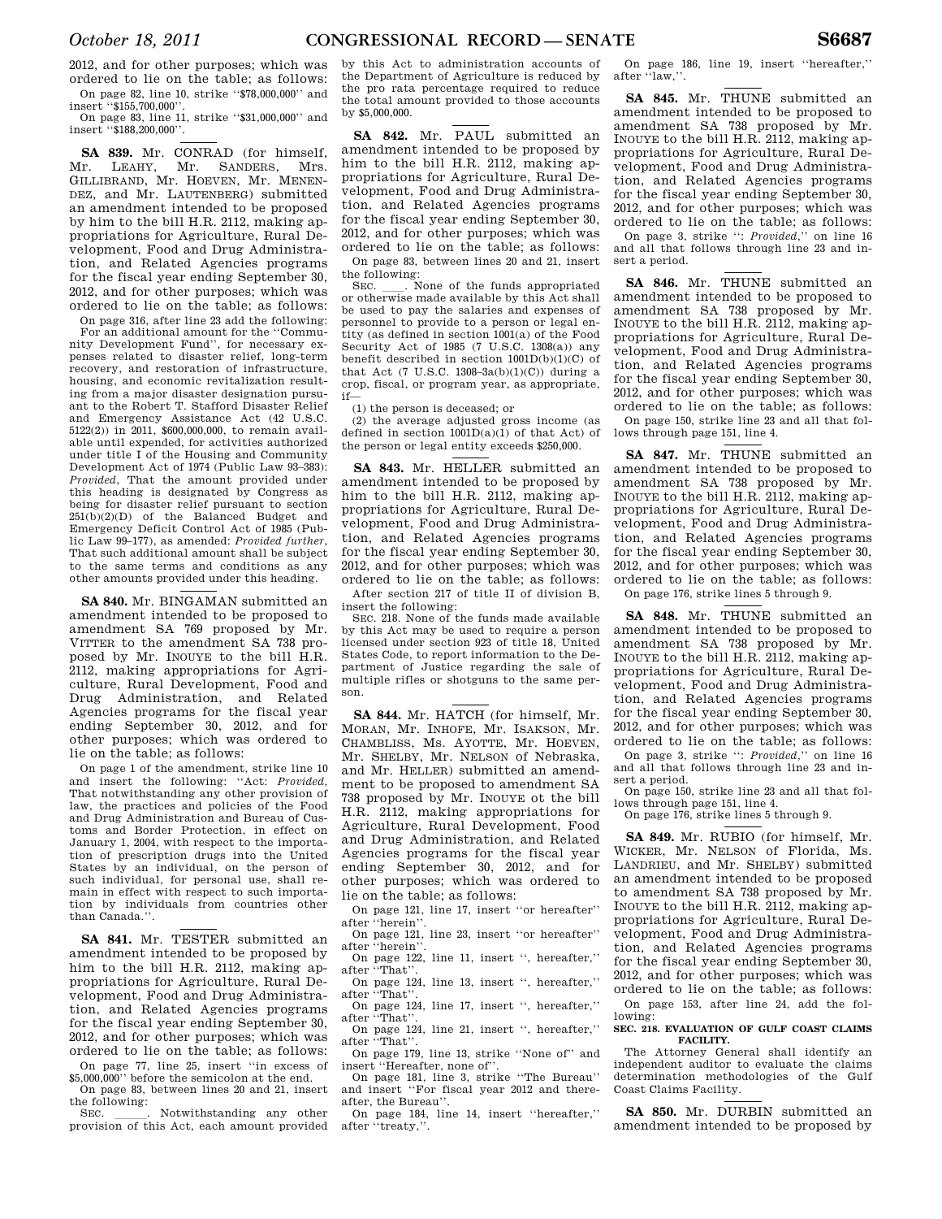2012, and for other purposes; which was ordered to lie on the table; as follows:

On page 82, line 10, strike "$78,000,000" and insert "$155,700,000".

On page 83, line 11, strike "$31,000,000" and insert "$188,200,000".

---

**SA 839.** Mr. CONRAD (for himself, Mr. LEAHY, Mr. SANDERS, Mrs. GILLIBRAND, Mr. HOEVEN, Mr. MENENDEZ, and Mr. LAUTENBERG) submitted an amendment intended to be proposed by him to the bill H.R. 2112, making appropriations for Agriculture, Rural Development, Food and Drug Administration, and Related Agencies programs for the fiscal year ending September 30, 2012, and for other purposes; which was ordered to lie on the table; as follows:

On page 316, after line 23 add the following:

For an additional amount for the "Community Development Fund", for necessary expenses related to disaster relief, long-term recovery, and restoration of infrastructure, housing, and economic revitalization resulting from a major disaster designation pursuant to the Robert T. Stafford Disaster Relief and Emergency Assistance Act (42 U.S.C. 5122(2)) in 2011, $600,000,000, to remain available until expended, for activities authorized under title I of the Housing and Community Development Act of 1974 (Public Law 93–383): *Provided*, That the amount provided under this heading is designated by Congress as being for disaster relief pursuant to section 251(b)(2)(D) of the Balanced Budget and Emergency Deficit Control Act of 1985 (Public Law 99–177), as amended: *Provided further*, That such additional amount shall be subject to the same terms and conditions as any other amounts provided under this heading.

---

**SA 840.** Mr. BINGAMAN submitted an amendment intended to be proposed to amendment SA 769 proposed by Mr. VITTER to the amendment SA 738 proposed by Mr. INOUYE to the bill H.R. 2112, making appropriations for Agriculture, Rural Development, Food and Drug Administration, and Related Agencies programs for the fiscal year ending September 30, 2012, and for other purposes; which was ordered to lie on the table; as follows:

On page 1 of the amendment, strike line 10 and insert the following: "Act: *Provided*, That notwithstanding any other provision of law, the practices and policies of the Food and Drug Administration and Bureau of Customs and Border Protection, in effect on January 1, 2004, with respect to the importation of prescription drugs into the United States by an individual, on the person of such individual, for personal use, shall remain in effect with respect to such importation by individuals from countries other than Canada.".

---

**SA 841.** Mr. TESTER submitted an amendment intended to be proposed by him to the bill H.R. 2112, making appropriations for Agriculture, Rural Development, Food and Drug Administration, and Related Agencies programs for the fiscal year ending September 30, 2012, and for other purposes; which was ordered to lie on the table; as follows:

On page 77, line 25, insert "in excess of $5,000,000" before the semicolon at the end.

On page 83, between lines 20 and 21, insert the following:

SEC. \_\_\_\_\_. Notwithstanding any other provision of this Act, each amount provided by this Act to administration accounts of the Department of Agriculture is reduced by the pro rata percentage required to reduce the total amount provided to those accounts by $5,000,000.

---

**SA 842.** Mr. PAUL submitted an amendment intended to be proposed by him to the bill H.R. 2112, making appropriations for Agriculture, Rural Development, Food and Drug Administration, and Related Agencies programs for the fiscal year ending September 30, 2012, and for other purposes; which was ordered to lie on the table; as follows:

On page 83, between lines 20 and 21, insert the following:

SEC. \_\_\_\_. None of the funds appropriated or otherwise made available by this Act shall be used to pay the salaries and expenses of personnel to provide to a person or legal entity (as defined in section 1001(a) of the Food Security Act of 1985 (7 U.S.C. 1308(a)) any benefit described in section 1001D(b)(1)(C) of that Act (7 U.S.C. 1308–3a(b)(1)(C)) during a crop, fiscal, or program year, as appropriate, if—

(1) the person is deceased; or

(2) the average adjusted gross income (as defined in section 1001D(a)(1) of that Act) of the person or legal entity exceeds $250,000.

---

**SA 843.** Mr. HELLER submitted an amendment intended to be proposed by him to the bill H.R. 2112, making appropriations for Agriculture, Rural Development, Food and Drug Administration, and Related Agencies programs for the fiscal year ending September 30, 2012, and for other purposes; which was ordered to lie on the table; as follows:

After section 217 of title II of division B, insert the following:

SEC. 218. None of the funds made available by this Act may be used to require a person licensed under section 923 of title 18, United States Code, to report information to the Department of Justice regarding the sale of multiple rifles or shotguns to the same person.

---

**SA 844.** Mr. HATCH (for himself, Mr. MORAN, Mr. INHOFE, Mr. ISAKSON, Mr. CHAMBLISS, Ms. AYOTTE, Mr. HOEVEN, Mr. SHELBY, Mr. NELSON of Nebraska, and Mr. HELLER) submitted an amendment to be proposed to amendment SA 738 proposed by Mr. INOUYE ot the bill H.R. 2112, making appropriations for Agriculture, Rural Development, Food and Drug Administration, and Related Agencies programs for the fiscal year ending September 30, 2012, and for other purposes; which was ordered to lie on the table; as follows:

On page 121, line 17, insert "or hereafter" after "herein".

On page 121, line 23, insert "or hereafter" after "herein".

On page 122, line 11, insert ", hereafter," after "That".

On page 124, line 13, insert ", hereafter," after "That".

On page 124, line 17, insert ", hereafter," after "That".

On page 124, line 21, insert ", hereafter," after "That".

On page 179, line 13, strike "None of" and insert "Hereafter, none of".

On page 181, line 3, strike "The Bureau" and insert "For fiscal year 2012 and thereafter, the Bureau".

On page 184, line 14, insert "hereafter," after "treaty,".

On page 186, line 19, insert "hereafter," after "law,".

---

**SA 845.** Mr. THUNE submitted an amendment intended to be proposed to amendment SA 738 proposed by Mr. INOUYE to the bill H.R. 2112, making appropriations for Agriculture, Rural Development, Food and Drug Administration, and Related Agencies programs for the fiscal year ending September 30, 2012, and for other purposes; which was ordered to lie on the table; as follows:

On page 3, strike ": *Provided*," on line 16 and all that follows through line 23 and insert a period.

---

**SA 846.** Mr. THUNE submitted an amendment intended to be proposed to amendment SA 738 proposed by Mr. INOUYE to the bill H.R. 2112, making appropriations for Agriculture, Rural Development, Food and Drug Administration, and Related Agencies programs for the fiscal year ending September 30, 2012, and for other purposes; which was ordered to lie on the table; as follows:

On page 150, strike line 23 and all that follows through page 151, line 4.

---

**SA 847.** Mr. THUNE submitted an amendment intended to be proposed to amendment SA 738 proposed by Mr. INOUYE to the bill H.R. 2112, making appropriations for Agriculture, Rural Development, Food and Drug Administration, and Related Agencies programs for the fiscal year ending September 30, 2012, and for other purposes; which was ordered to lie on the table; as follows:

On page 176, strike lines 5 through 9.

---

**SA 848.** Mr. THUNE submitted an amendment intended to be proposed to amendment SA 738 proposed by Mr. INOUYE to the bill H.R. 2112, making appropriations for Agriculture, Rural Development, Food and Drug Administration, and Related Agencies programs for the fiscal year ending September 30, 2012, and for other purposes; which was ordered to lie on the table; as follows:

On page 3, strike ": *Provided*," on line 16 and all that follows through line 23 and insert a period.

On page 150, strike line 23 and all that follows through page 151, line 4.

On page 176, strike lines 5 through 9.

---

**SA 849.** Mr. RUBIO (for himself, Mr. WICKER, Mr. NELSON of Florida, Ms. LANDRIEU, and Mr. SHELBY) submitted an amendment intended to be proposed to amendment SA 738 proposed by Mr. INOUYE to the bill H.R. 2112, making appropriations for Agriculture, Rural Development, Food and Drug Administration, and Related Agencies programs for the fiscal year ending September 30, 2012, and for other purposes; which was ordered to lie on the table; as follows:

On page 153, after line 24, add the following:

**SEC. 218. EVALUATION OF GULF COAST CLAIMS FACILITY.**

The Attorney General shall identify an independent auditor to evaluate the claims determination methodologies of the Gulf Coast Claims Facility.

---

**SA 850.** Mr. DURBIN submitted an amendment intended to be proposed by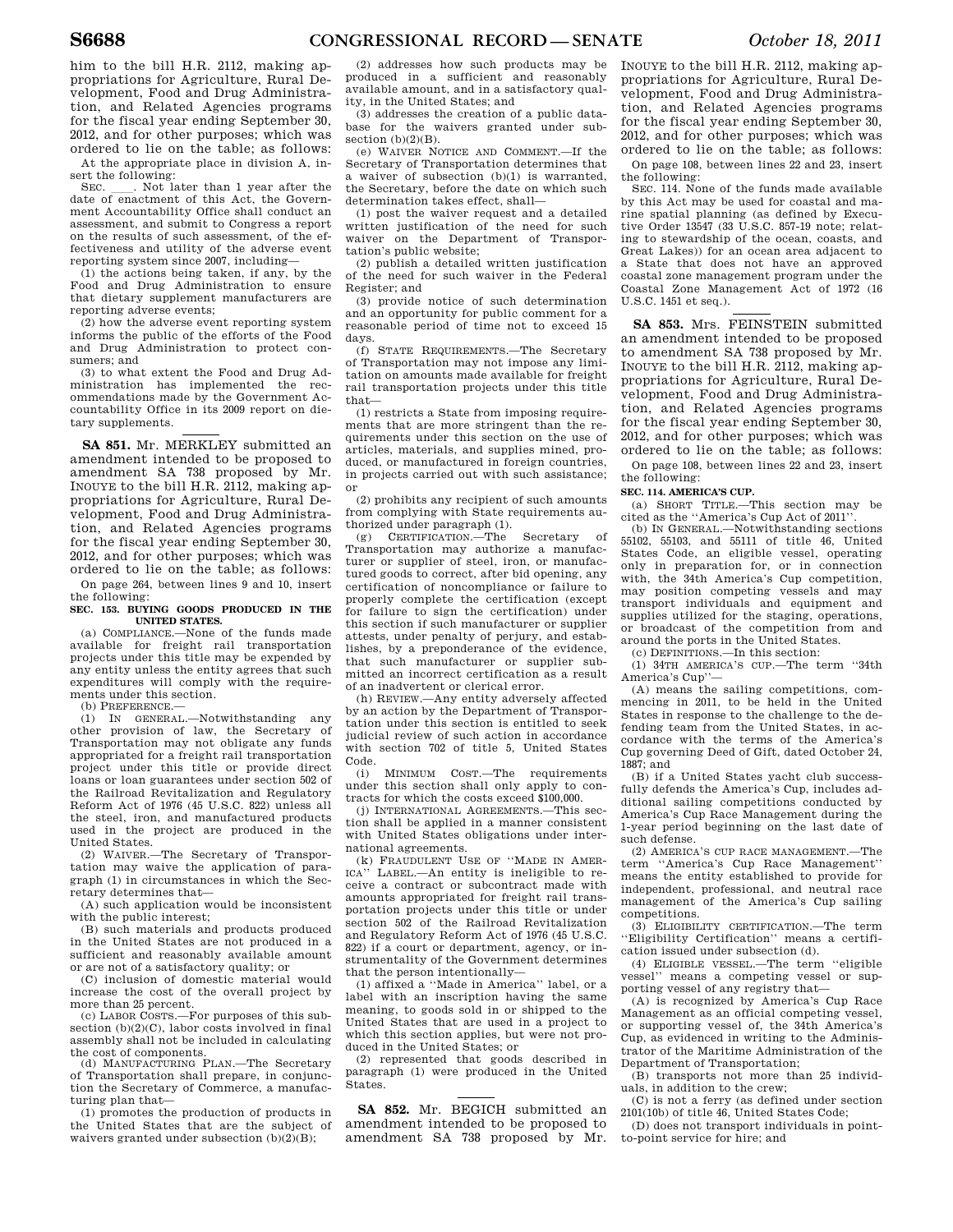him to the bill H.R. 2112, making appropriations for Agriculture, Rural Development, Food and Drug Administration, and Related Agencies programs for the fiscal year ending September 30, 2012, and for other purposes; which was ordered to lie on the table; as follows:

At the appropriate place in division A, insert the following:

SEC. \_\_\_\_. Not later than 1 year after the date of enactment of this Act, the Government Accountability Office shall conduct an assessment, and submit to Congress a report on the results of such assessment, of the effectiveness and utility of the adverse event reporting system since 2007, including—

(1) the actions being taken, if any, by the Food and Drug Administration to ensure that dietary supplement manufacturers are reporting adverse events;

(2) how the adverse event reporting system informs the public of the efforts of the Food and Drug Administration to protect consumers; and

(3) to what extent the Food and Drug Administration has implemented the recommendations made by the Government Accountability Office in its 2009 report on dietary supplements.

**SA 851.** Mr. MERKLEY submitted an amendment intended to be proposed to amendment SA 738 proposed by Mr. INOUYE to the bill H.R. 2112, making appropriations for Agriculture, Rural Development, Food and Drug Administration, and Related Agencies programs for the fiscal year ending September 30, 2012, and for other purposes; which was ordered to lie on the table; as follows:

On page 264, between lines 9 and 10, insert the following:

**SEC. 153. BUYING GOODS PRODUCED IN THE UNITED STATES.**

(a) COMPLIANCE.—None of the funds made available for freight rail transportation projects under this title may be expended by any entity unless the entity agrees that such expenditures will comply with the requirements under this section.

(b) PREFERENCE.—

(1) IN GENERAL.—Notwithstanding any other provision of law, the Secretary of Transportation may not obligate any funds appropriated for a freight rail transportation project under this title or provide direct loans or loan guarantees under section 502 of the Railroad Revitalization and Regulatory Reform Act of 1976 (45 U.S.C. 822) unless all the steel, iron, and manufactured products used in the project are produced in the United States.

(2) WAIVER.—The Secretary of Transportation may waive the application of paragraph (1) in circumstances in which the Secretary determines that—

(A) such application would be inconsistent with the public interest;

(B) such materials and products produced in the United States are not produced in a sufficient and reasonably available amount or are not of a satisfactory quality; or

(C) inclusion of domestic material would increase the cost of the overall project by more than 25 percent.

(c) LABOR COSTS.—For purposes of this subsection (b)(2)(C), labor costs involved in final assembly shall not be included in calculating the cost of components.

(d) MANUFACTURING PLAN.—The Secretary of Transportation shall prepare, in conjunction the Secretary of Commerce, a manufacturing plan that—

(1) promotes the production of products in the United States that are the subject of waivers granted under subsection (b)(2)(B);

(2) addresses how such products may be produced in a sufficient and reasonably available amount, and in a satisfactory quality, in the United States; and

(3) addresses the creation of a public database for the waivers granted under subsection (b)(2)(B).

(e) WAIVER NOTICE AND COMMENT.—If the Secretary of Transportation determines that a waiver of subsection (b)(1) is warranted, the Secretary, before the date on which such determination takes effect, shall—

(1) post the waiver request and a detailed written justification of the need for such waiver on the Department of Transportation's public website;

(2) publish a detailed written justification of the need for such waiver in the Federal Register; and

(3) provide notice of such determination and an opportunity for public comment for a reasonable period of time not to exceed 15 days.

(f) STATE REQUIREMENTS.—The Secretary of Transportation may not impose any limitation on amounts made available for freight rail transportation projects under this title that—

(1) restricts a State from imposing requirements that are more stringent than the requirements under this section on the use of articles, materials, and supplies mined, produced, or manufactured in foreign countries, in projects carried out with such assistance; or

(2) prohibits any recipient of such amounts from complying with State requirements authorized under paragraph (1).

(g) CERTIFICATION.—The Secretary of Transportation may authorize a manufacturer or supplier of steel, iron, or manufactured goods to correct, after bid opening, any certification of noncompliance or failure to properly complete the certification (except for failure to sign the certification) under this section if such manufacturer or supplier attests, under penalty of perjury, and establishes, by a preponderance of the evidence, that such manufacturer or supplier submitted an incorrect certification as a result of an inadvertent or clerical error.

(h) REVIEW.—Any entity adversely affected by an action by the Department of Transportation under this section is entitled to seek judicial review of such action in accordance with section 702 of title 5, United States Code.

(i) MINIMUM COST.—The requirements under this section shall only apply to contracts for which the costs exceed $100,000.

(j) INTERNATIONAL AGREEMENTS.—This section shall be applied in a manner consistent with United States obligations under international agreements.

(k) FRAUDULENT USE OF ''MADE IN AMERICA'' LABEL.—An entity is ineligible to receive a contract or subcontract made with amounts appropriated for freight rail transportation projects under this title or under section 502 of the Railroad Revitalization and Regulatory Reform Act of 1976 (45 U.S.C. 822) if a court or department, agency, or instrumentality of the Government determines that the person intentionally—

(1) affixed a ''Made in America'' label, or a label with an inscription having the same meaning, to goods sold in or shipped to the United States that are used in a project to which this section applies, but were not produced in the United States; or

(2) represented that goods described in paragraph (1) were produced in the United States.

**SA 852.** Mr. BEGICH submitted an amendment intended to be proposed to amendment SA 738 proposed by Mr. INOUYE to the bill H.R. 2112, making appropriations for Agriculture, Rural Development, Food and Drug Administration, and Related Agencies programs for the fiscal year ending September 30, 2012, and for other purposes; which was ordered to lie on the table; as follows:

On page 108, between lines 22 and 23, insert the following:

SEC. 114. None of the funds made available by this Act may be used for coastal and marine spatial planning (as defined by Executive Order 13547 (33 U.S.C. 857-19 note; relating to stewardship of the ocean, coasts, and Great Lakes)) for an ocean area adjacent to a State that does not have an approved coastal zone management program under the Coastal Zone Management Act of 1972 (16 U.S.C. 1451 et seq.).

**SA 853.** Mrs. FEINSTEIN submitted an amendment intended to be proposed to amendment SA 738 proposed by Mr. INOUYE to the bill H.R. 2112, making appropriations for Agriculture, Rural Development, Food and Drug Administration, and Related Agencies programs for the fiscal year ending September 30, 2012, and for other purposes; which was ordered to lie on the table; as follows:

On page 108, between lines 22 and 23, insert the following:

**SEC. 114. AMERICA'S CUP.**

(a) SHORT TITLE.—This section may be cited as the ''America's Cup Act of 2011''.

(b) IN GENERAL.—Notwithstanding sections 55102, 55103, and 55111 of title 46, United States Code, an eligible vessel, operating only in preparation for, or in connection with, the 34th America's Cup competition, may position competing vessels and may transport individuals and equipment and supplies utilized for the staging, operations, or broadcast of the competition from and around the ports in the United States.

(c) DEFINITIONS.—In this section:

(1) 34TH AMERICA'S CUP.—The term ''34th America's Cup''—

(A) means the sailing competitions, commencing in 2011, to be held in the United States in response to the challenge to the defending team from the United States, in accordance with the terms of the America's Cup governing Deed of Gift, dated October 24, 1887; and

(B) if a United States yacht club successfully defends the America's Cup, includes additional sailing competitions conducted by America's Cup Race Management during the 1-year period beginning on the last date of such defense.

(2) AMERICA'S CUP RACE MANAGEMENT.—The term ''America's Cup Race Management'' means the entity established to provide for independent, professional, and neutral race management of the America's Cup sailing competitions.

(3) ELIGIBILITY CERTIFICATION.—The term ''Eligibility Certification'' means a certification issued under subsection (d).

(4) ELIGIBLE VESSEL.—The term ''eligible vessel'' means a competing vessel or supporting vessel of any registry that—

(A) is recognized by America's Cup Race Management as an official competing vessel, or supporting vessel of, the 34th America's Cup, as evidenced in writing to the Administrator of the Maritime Administration of the Department of Transportation;

(B) transports not more than 25 individuals, in addition to the crew;

(C) is not a ferry (as defined under section 2101(10b) of title 46, United States Code;

(D) does not transport individuals in point-to-point service for hire; and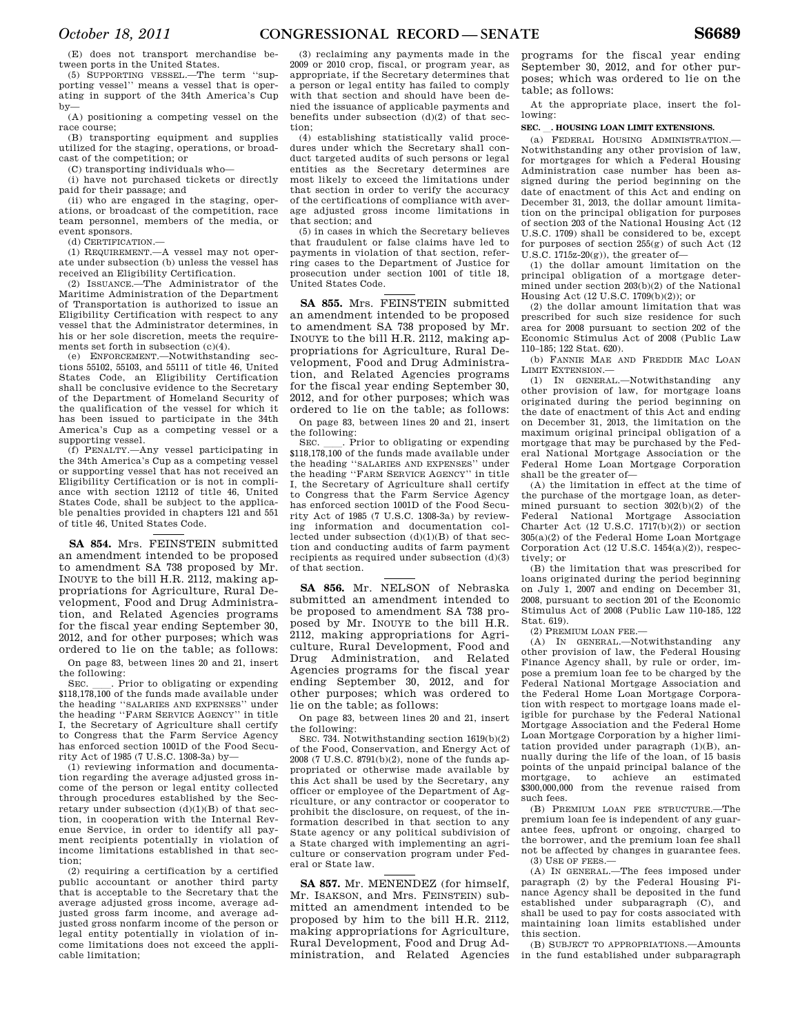(E) does not transport merchandise between ports in the United States.

(5) SUPPORTING VESSEL.—The term ''supporting vessel'' means a vessel that is operating in support of the 34th America's Cup by—

(A) positioning a competing vessel on the race course;

(B) transporting equipment and supplies utilized for the staging, operations, or broadcast of the competition; or

(C) transporting individuals who—

(i) have not purchased tickets or directly paid for their passage; and

(ii) who are engaged in the staging, operations, or broadcast of the competition, race team personnel, members of the media, or event sponsors.

(d) CERTIFICATION.—

(1) REQUIREMENT.—A vessel may not operate under subsection (b) unless the vessel has received an Eligibility Certification.

(2) ISSUANCE.—The Administrator of the Maritime Administration of the Department of Transportation is authorized to issue an Eligibility Certification with respect to any vessel that the Administrator determines, in his or her sole discretion, meets the requirements set forth in subsection (c)(4).

(e) ENFORCEMENT.—Notwithstanding sections 55102, 55103, and 55111 of title 46, United States Code, an Eligibility Certification shall be conclusive evidence to the Secretary of the Department of Homeland Security of the qualification of the vessel for which it has been issued to participate in the 34th America's Cup as a competing vessel or a supporting vessel.

(f) PENALTY.—Any vessel participating in the 34th America's Cup as a competing vessel or supporting vessel that has not received an Eligibility Certification or is not in compliance with section 12112 of title 46, United States Code, shall be subject to the applicable penalties provided in chapters 121 and 551 of title 46, United States Code.

---

**SA 854.** Mrs. FEINSTEIN submitted an amendment intended to be proposed to amendment SA 738 proposed by Mr. INOUYE to the bill H.R. 2112, making appropriations for Agriculture, Rural Development, Food and Drug Administration, and Related Agencies programs for the fiscal year ending September 30, 2012, and for other purposes; which was ordered to lie on the table; as follows:

On page 83, between lines 20 and 21, insert the following:

SEC. \_\_\_\_. Prior to obligating or expending $118,178,100 of the funds made available under the heading ''SALARIES AND EXPENSES'' under the heading ''FARM SERVICE AGENCY'' in title I, the Secretary of Agriculture shall certify to Congress that the Farm Service Agency has enforced section 1001D of the Food Security Act of 1985 (7 U.S.C. 1308-3a) by—

(1) reviewing information and documentation regarding the average adjusted gross income of the person or legal entity collected through procedures established by the Secretary under subsection (d)(1)(B) of that section, in cooperation with the Internal Revenue Service, in order to identify all payment recipients potentially in violation of income limitations established in that section;

(2) requiring a certification by a certified public accountant or another third party that is acceptable to the Secretary that the average adjusted gross income, average adjusted gross farm income, and average adjusted gross nonfarm income of the person or legal entity potentially in violation of income limitations does not exceed the applicable limitation;

(3) reclaiming any payments made in the 2009 or 2010 crop, fiscal, or program year, as appropriate, if the Secretary determines that a person or legal entity has failed to comply with that section and should have been denied the issuance of applicable payments and benefits under subsection (d)(2) of that section;

(4) establishing statistically valid procedures under which the Secretary shall conduct targeted audits of such persons or legal entities as the Secretary determines are most likely to exceed the limitations under that section in order to verify the accuracy of the certifications of compliance with average adjusted gross income limitations in that section; and

(5) in cases in which the Secretary believes that fraudulent or false claims have led to payments in violation of that section, referring cases to the Department of Justice for prosecution under section 1001 of title 18, United States Code.

---

**SA 855.** Mrs. FEINSTEIN submitted an amendment intended to be proposed to amendment SA 738 proposed by Mr. INOUYE to the bill H.R. 2112, making appropriations for Agriculture, Rural Development, Food and Drug Administration, and Related Agencies programs for the fiscal year ending September 30, 2012, and for other purposes; which was ordered to lie on the table; as follows:

On page 83, between lines 20 and 21, insert the following:

SEC. \_\_\_\_. Prior to obligating or expending $118,178,100 of the funds made available under the heading ''SALARIES AND EXPENSES'' under the heading ''FARM SERVICE AGENCY'' in title I, the Secretary of Agriculture shall certify to Congress that the Farm Service Agency has enforced section 1001D of the Food Security Act of 1985 (7 U.S.C. 1308-3a) by reviewing information and documentation collected under subsection (d)(1)(B) of that section and conducting audits of farm payment recipients as required under subsection (d)(3) of that section.

---

**SA 856.** Mr. NELSON of Nebraska submitted an amendment intended to be proposed to amendment SA 738 proposed by Mr. INOUYE to the bill H.R. 2112, making appropriations for Agriculture, Rural Development, Food and Drug Administration, and Related Agencies programs for the fiscal year ending September 30, 2012, and for other purposes; which was ordered to lie on the table; as follows:

On page 83, between lines 20 and 21, insert the following:

SEC. 734. Notwithstanding section 1619(b)(2) of the Food, Conservation, and Energy Act of 2008 (7 U.S.C. 8791(b)(2), none of the funds appropriated or otherwise made available by this Act shall be used by the Secretary, any officer or employee of the Department of Agriculture, or any contractor or cooperator to prohibit the disclosure, on request, of the information described in that section to any State agency or any political subdivision of a State charged with implementing an agriculture or conservation program under Federal or State law.

---

**SA 857.** Mr. MENENDEZ (for himself, Mr. ISAKSON, and Mrs. FEINSTEIN) submitted an amendment intended to be proposed by him to the bill H.R. 2112, making appropriations for Agriculture, Rural Development, Food and Drug Administration, and Related Agencies programs for the fiscal year ending September 30, 2012, and for other purposes; which was ordered to lie on the table; as follows:

At the appropriate place, insert the following:

**SEC. \_\_. HOUSING LOAN LIMIT EXTENSIONS.**

(a) FEDERAL HOUSING ADMINISTRATION.—Notwithstanding any other provision of law, for mortgages for which a Federal Housing Administration case number has been assigned during the period beginning on the date of enactment of this Act and ending on December 31, 2013, the dollar amount limitation on the principal obligation for purposes of section 203 of the National Housing Act (12 U.S.C. 1709) shall be considered to be, except for purposes of section 255(g) of such Act (12 U.S.C. 1715z-20(g)), the greater of—

(1) the dollar amount limitation on the principal obligation of a mortgage determined under section 203(b)(2) of the National Housing Act (12 U.S.C. 1709(b)(2)); or

(2) the dollar amount limitation that was prescribed for such size residence for such area for 2008 pursuant to section 202 of the Economic Stimulus Act of 2008 (Public Law 110–185; 122 Stat. 620).

(b) FANNIE MAE AND FREDDIE MAC LOAN LIMIT EXTENSION.—

(1) IN GENERAL.—Notwithstanding any other provision of law, for mortgage loans originated during the period beginning on the date of enactment of this Act and ending on December 31, 2013, the limitation on the maximum original principal obligation of a mortgage that may be purchased by the Federal National Mortgage Association or the Federal Home Loan Mortgage Corporation shall be the greater of—

(A) the limitation in effect at the time of the purchase of the mortgage loan, as determined pursuant to section 302(b)(2) of the Federal National Mortgage Association Charter Act (12 U.S.C. 1717(b)(2)) or section 305(a)(2) of the Federal Home Loan Mortgage Corporation Act (12 U.S.C. 1454(a)(2)), respectively; or

(B) the limitation that was prescribed for loans originated during the period beginning on July 1, 2007 and ending on December 31, 2008, pursuant to section 201 of the Economic Stimulus Act of 2008 (Public Law 110-185, 122 Stat. 619).

(2) PREMIUM LOAN FEE.—

(A) IN GENERAL.—Notwithstanding any other provision of law, the Federal Housing Finance Agency shall, by rule or order, impose a premium loan fee to be charged by the Federal National Mortgage Association and the Federal Home Loan Mortgage Corporation with respect to mortgage loans made eligible for purchase by the Federal National Mortgage Association and the Federal Home Loan Mortgage Corporation by a higher limitation provided under paragraph (1)(B), annually during the life of the loan, of 15 basis points of the unpaid principal balance of the mortgage, to achieve an estimated $300,000,000 from the revenue raised from such fees.

(B) PREMIUM LOAN FEE STRUCTURE.—The premium loan fee is independent of any guarantee fees, upfront or ongoing, charged to the borrower, and the premium loan fee shall not be affected by changes in guarantee fees.

(3) USE OF FEES.—

(A) IN GENERAL.—The fees imposed under paragraph (2) by the Federal Housing Finance Agency shall be deposited in the fund established under subparagraph (C), and shall be used to pay for costs associated with maintaining loan limits established under this section.

(B) SUBJECT TO APPROPRIATIONS.—Amounts in the fund established under subparagraph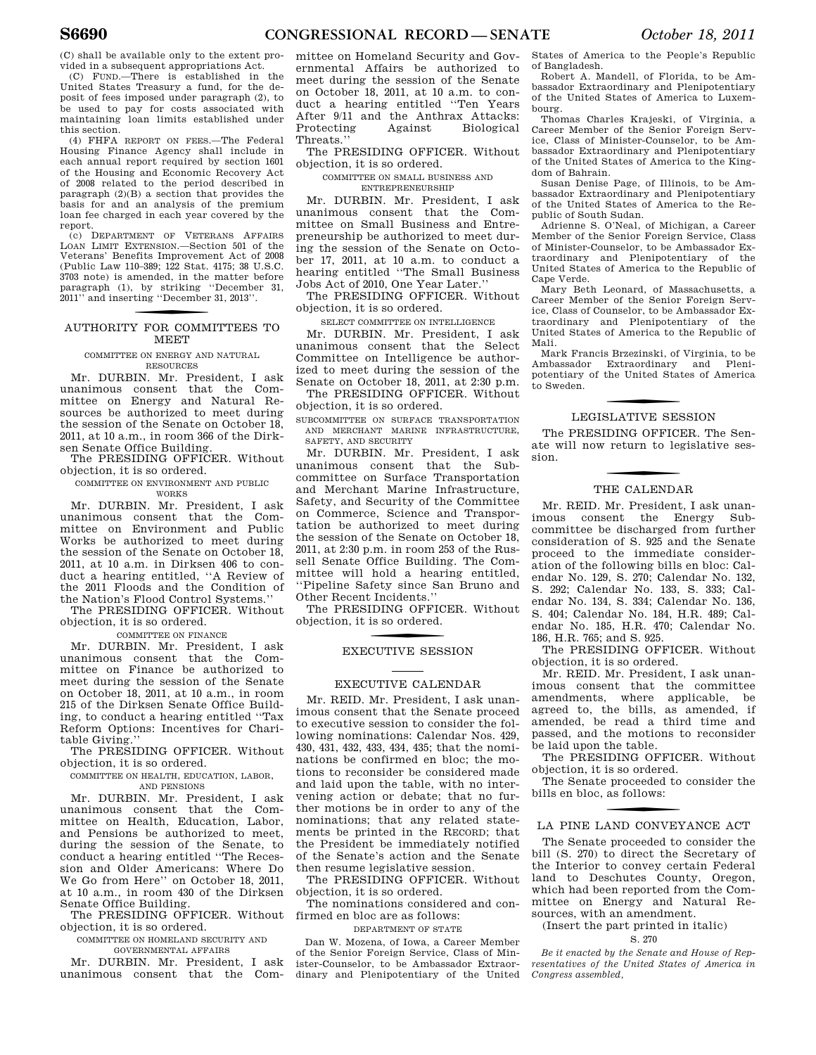(C) shall be available only to the extent provided in a subsequent appropriations Act.

(C) FUND.—There is established in the United States Treasury a fund, for the deposit of fees imposed under paragraph (2), to be used to pay for costs associated with maintaining loan limits established under this section.

(4) FHFA REPORT ON FEES.—The Federal Housing Finance Agency shall include in each annual report required by section 1601 of the Housing and Economic Recovery Act of 2008 related to the period described in paragraph (2)(B) a section that provides the basis for and an analysis of the premium loan fee charged in each year covered by the report.

(c) DEPARTMENT OF VETERANS AFFAIRS LOAN LIMIT EXTENSION.—Section 501 of the Veterans' Benefits Improvement Act of 2008 (Public Law 110–389; 122 Stat. 4175; 38 U.S.C. 3703 note) is amended, in the matter before paragraph (1), by striking ''December 31, 2011'' and inserting ''December 31, 2013''.

## AUTHORITY FOR COMMITTEES TO MEET

### COMMITTEE ON ENERGY AND NATURAL RESOURCES

Mr. DURBIN. Mr. President, I ask unanimous consent that the Committee on Energy and Natural Resources be authorized to meet during the session of the Senate on October 18, 2011, at 10 a.m., in room 366 of the Dirksen Senate Office Building.

The PRESIDING OFFICER. Without objection, it is so ordered.

### COMMITTEE ON ENVIRONMENT AND PUBLIC WORKS

Mr. DURBIN. Mr. President, I ask unanimous consent that the Committee on Environment and Public Works be authorized to meet during the session of the Senate on October 18, 2011, at 10 a.m. in Dirksen 406 to conduct a hearing entitled, ''A Review of the 2011 Floods and the Condition of the Nation's Flood Control Systems.''

The PRESIDING OFFICER. Without objection, it is so ordered.

### COMMITTEE ON FINANCE

Mr. DURBIN. Mr. President, I ask unanimous consent that the Committee on Finance be authorized to meet during the session of the Senate on October 18, 2011, at 10 a.m., in room 215 of the Dirksen Senate Office Building, to conduct a hearing entitled ''Tax Reform Options: Incentives for Charitable Giving.''

The PRESIDING OFFICER. Without objection, it is so ordered.

### COMMITTEE ON HEALTH, EDUCATION, LABOR, AND PENSIONS

Mr. DURBIN. Mr. President, I ask unanimous consent that the Committee on Health, Education, Labor, and Pensions be authorized to meet, during the session of the Senate, to conduct a hearing entitled ''The Recession and Older Americans: Where Do We Go from Here'' on October 18, 2011, at 10 a.m., in room 430 of the Dirksen Senate Office Building.

The PRESIDING OFFICER. Without objection, it is so ordered.

### COMMITTEE ON HOMELAND SECURITY AND GOVERNMENTAL AFFAIRS

Mr. DURBIN. Mr. President, I ask unanimous consent that the Committee on Homeland Security and Governmental Affairs be authorized to meet during the session of the Senate on October 18, 2011, at 10 a.m. to conduct a hearing entitled ''Ten Years After 9/11 and the Anthrax Attacks: Protecting Against Biological Threats.''

The PRESIDING OFFICER. Without objection, it is so ordered.

### COMMITTEE ON SMALL BUSINESS AND ENTREPRENEURSHIP

Mr. DURBIN. Mr. President, I ask unanimous consent that the Committee on Small Business and Entrepreneurship be authorized to meet during the session of the Senate on October 17, 2011, at 10 a.m. to conduct a hearing entitled ''The Small Business Jobs Act of 2010, One Year Later.''

The PRESIDING OFFICER. Without objection, it is so ordered.

### SELECT COMMITTEE ON INTELLIGENCE

Mr. DURBIN. Mr. President, I ask unanimous consent that the Select Committee on Intelligence be authorized to meet during the session of the Senate on October 18, 2011, at 2:30 p.m.

The PRESIDING OFFICER. Without objection, it is so ordered.

### SUBCOMMITTEE ON SURFACE TRANSPORTATION AND MERCHANT MARINE INFRASTRUCTURE, SAFETY, AND SECURITY

Mr. DURBIN. Mr. President, I ask unanimous consent that the Subcommittee on Surface Transportation and Merchant Marine Infrastructure, Safety, and Security of the Committee on Commerce, Science and Transportation be authorized to meet during the session of the Senate on October 18, 2011, at 2:30 p.m. in room 253 of the Russell Senate Office Building. The Committee will hold a hearing entitled, ''Pipeline Safety since San Bruno and Other Recent Incidents.''

The PRESIDING OFFICER. Without objection, it is so ordered.

## EXECUTIVE SESSION

## EXECUTIVE CALENDAR

Mr. REID. Mr. President, I ask unanimous consent that the Senate proceed to executive session to consider the following nominations: Calendar Nos. 429, 430, 431, 432, 433, 434, 435; that the nominations be confirmed en bloc; the motions to reconsider be considered made and laid upon the table, with no intervening action or debate; that no further motions be in order to any of the nominations; that any related statements be printed in the RECORD; that the President be immediately notified of the Senate's action and the Senate then resume legislative session.

The PRESIDING OFFICER. Without objection, it is so ordered.

The nominations considered and confirmed en bloc are as follows:

### DEPARTMENT OF STATE

Dan W. Mozena, of Iowa, a Career Member of the Senior Foreign Service, Class of Minister-Counselor, to be Ambassador Extraordinary and Plenipotentiary of the United States of America to the People's Republic of Bangladesh.

Robert A. Mandell, of Florida, to be Ambassador Extraordinary and Plenipotentiary of the United States of America to Luxembourg.

Thomas Charles Krajeski, of Virginia, a Career Member of the Senior Foreign Service, Class of Minister-Counselor, to be Ambassador Extraordinary and Plenipotentiary of the United States of America to the Kingdom of Bahrain.

Susan Denise Page, of Illinois, to be Ambassador Extraordinary and Plenipotentiary of the United States of America to the Republic of South Sudan.

Adrienne S. O'Neal, of Michigan, a Career Member of the Senior Foreign Service, Class of Minister-Counselor, to be Ambassador Extraordinary and Plenipotentiary of the United States of America to the Republic of Cape Verde.

Mary Beth Leonard, of Massachusetts, a Career Member of the Senior Foreign Service, Class of Counselor, to be Ambassador Extraordinary and Plenipotentiary of the United States of America to the Republic of Mali.

Mark Francis Brzezinski, of Virginia, to be Ambassador Extraordinary and Plenipotentiary of the United States of America to Sweden.

## LEGISLATIVE SESSION

The PRESIDING OFFICER. The Senate will now return to legislative session.

## THE CALENDAR

Mr. REID. Mr. President, I ask unanimous consent the Energy Subcommittee be discharged from further consideration of S. 925 and the Senate proceed to the immediate consideration of the following bills en bloc: Calendar No. 129, S. 270; Calendar No. 132, S. 292; Calendar No. 133, S. 333; Calendar No. 134, S. 334; Calendar No. 136, S. 404; Calendar No. 184, H.R. 489; Calendar No. 185, H.R. 470; Calendar No. 186, H.R. 765; and S. 925.

The PRESIDING OFFICER. Without objection, it is so ordered.

Mr. REID. Mr. President, I ask unanimous consent that the committee amendments, where applicable, be agreed to, the bills, as amended, if amended, be read a third time and passed, and the motions to reconsider be laid upon the table.

The PRESIDING OFFICER. Without objection, it is so ordered.

The Senate proceeded to consider the bills en bloc, as follows:

## LA PINE LAND CONVEYANCE ACT

The Senate proceeded to consider the bill (S. 270) to direct the Secretary of the Interior to convey certain Federal land to Deschutes County, Oregon, which had been reported from the Committee on Energy and Natural Resources, with an amendment.

(Insert the part printed in italic)

S. 270

*Be it enacted by the Senate and House of Representatives of the United States of America in Congress assembled,*